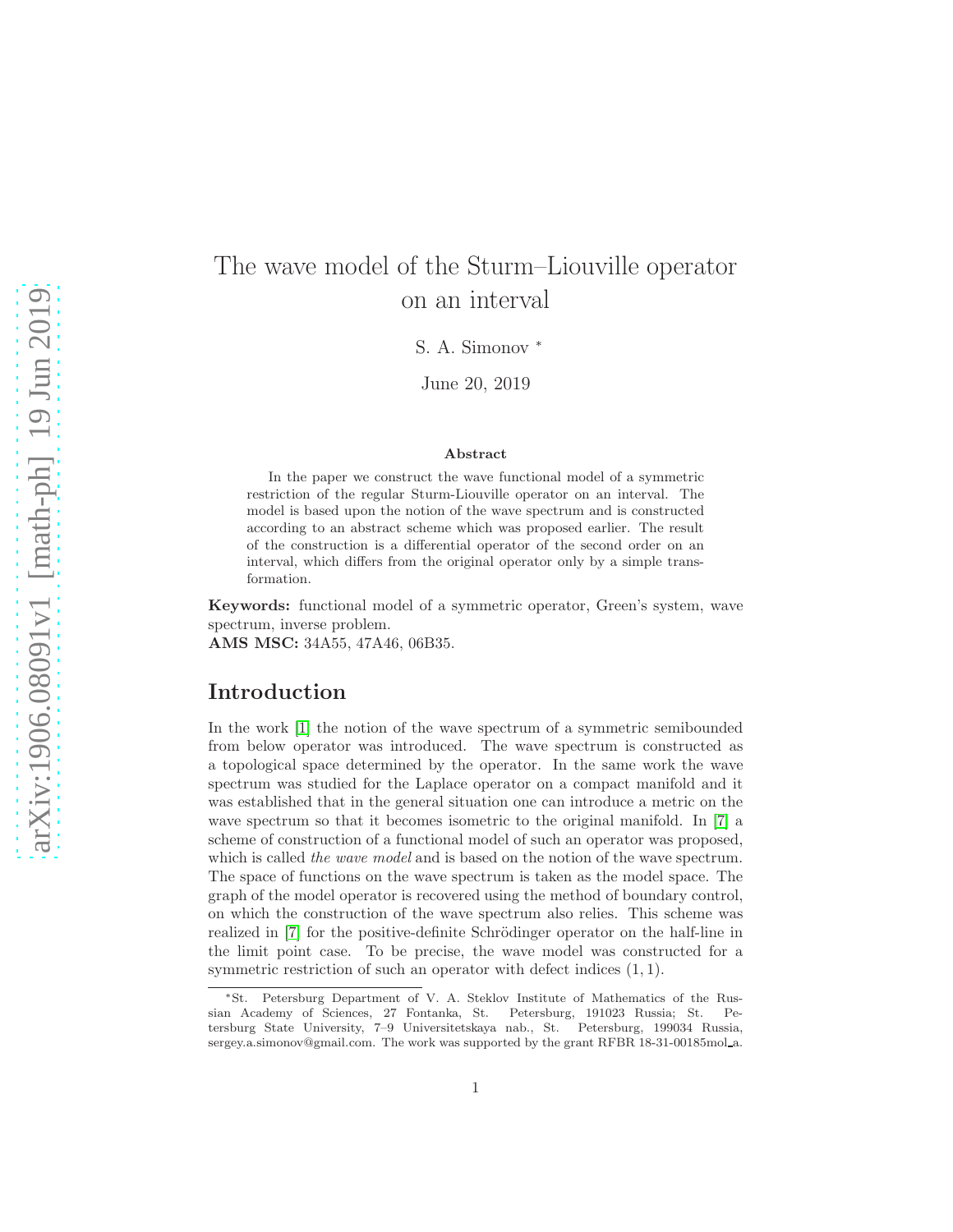# The wave model of the Sturm–Liouville operator on an interval

S. A. Simonov *

June 20, 2019

### Abstract

In the paper we construct the wave functional model of a symmetric restriction of the regular Sturm-Liouville operator on an interval. The model is based upon the notion of the wave spectrum and is constructed according to an abstract scheme which was proposed earlier. The result of the construction is a differential operator of the second order on an interval, which differs from the original operator only by a simple transformation.

**Keywords:** functional model of a symmetric operator, Green's system, wave spectrum, inverse problem.

**AMS MSC:** 34A55, 47A46, 06B35.

## Introduction

In the work [1] the notion of the wave spectrum of a symmetric semibounded from below operator was introduced. The wave spectrum is constructed as a topological space determined by the operator. In the same work the wave spectrum was studied for the Laplace operator on a compact manifold and it was established that in the general situation one can introduce a metric on the wave spectrum so that it becomes isometric to the original manifold. In [7] a scheme of construction of a functional model of such an operator was proposed, which is called *the wave model* and is based on the notion of the wave spectrum. The space of functions on the wave spectrum is taken as the model space. The graph of the model operator is recovered using the method of boundary control, on which the construction of the wave spectrum also relies. This scheme was realized in [7] for the positive-definite Schrödinger operator on the half-line in the limit point case. To be precise, the wave model was constructed for a symmetric restriction of such an operator with defect indices $(1, 1)$.

*St. Petersburg Department of V. A. Steklov Institute of Mathematics of the Russian Academy of Sciences, 27 Fontanka, St. Petersburg, 191023 Russia; St. Petersburg State University, 7–9 Universitetskaya nab., St. Petersburg, 199034 Russia, sergey.a.simonov@gmail.com. The work was supported by the grant RFBR 18-31-00185mol_a.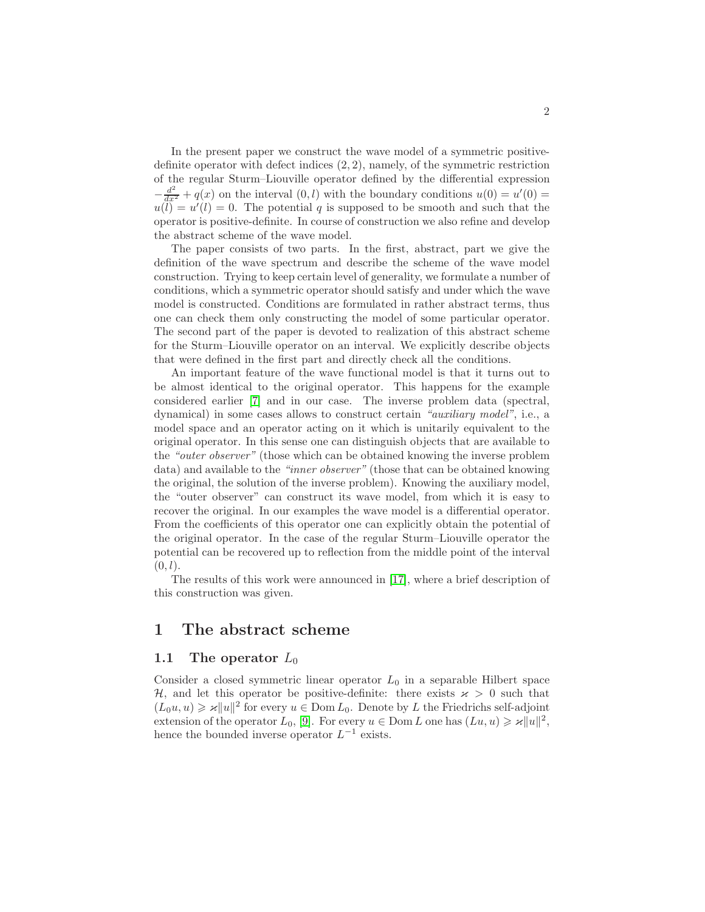In the present paper we construct the wave model of a symmetric positive-definite operator with defect indices $(2, 2)$, namely, of the symmetric restriction of the regular Sturm–Liouville operator defined by the differential expression $-\frac{d^2}{dx^2} + q(x)$ on the interval $(0, l)$ with the boundary conditions $u(0) = u'(0) = u(l) = u'(l) = 0$. The potential $q$ is supposed to be smooth and such that the operator is positive-definite. In course of construction we also refine and develop the abstract scheme of the wave model.

The paper consists of two parts. In the first, abstract, part we give the definition of the wave spectrum and describe the scheme of the wave model construction. Trying to keep certain level of generality, we formulate a number of conditions, which a symmetric operator should satisfy and under which the wave model is constructed. Conditions are formulated in rather abstract terms, thus one can check them only constructing the model of some particular operator. The second part of the paper is devoted to realization of this abstract scheme for the Sturm–Liouville operator on an interval. We explicitly describe objects that were defined in the first part and directly check all the conditions.

An important feature of the wave functional model is that it turns out to be almost identical to the original operator. This happens for the example considered earlier [7] and in our case. The inverse problem data (spectral, dynamical) in some cases allows to construct certain *"auxiliary model"*, i.e., a model space and an operator acting on it which is unitarily equivalent to the original operator. In this sense one can distinguish objects that are available to the *"outer observer"* (those which can be obtained knowing the inverse problem data) and available to the *"inner observer"* (those that can be obtained knowing the original, the solution of the inverse problem). Knowing the auxiliary model, the "outer observer" can construct its wave model, from which it is easy to recover the original. In our examples the wave model is a differential operator. From the coefficients of this operator one can explicitly obtain the potential of the original operator. In the case of the regular Sturm–Liouville operator the potential can be recovered up to reflection from the middle point of the interval $(0, l)$.

The results of this work were announced in [17], where a brief description of this construction was given.

# 1 The abstract scheme

## 1.1 The operator $L_0$

Consider a closed symmetric linear operator $L_0$ in a separable Hilbert space $\mathcal{H}$, and let this operator be positive-definite: there exists $\varkappa > 0$ such that $(L_0 u, u) \geqslant \varkappa \|u\|^2$ for every $u \in \operatorname{Dom} L_0$. Denote by $L$ the Friedrichs self-adjoint extension of the operator $L_0$, [9]. For every $u \in \operatorname{Dom} L$ one has $(Lu, u) \geqslant \varkappa \|u\|^2$, hence the bounded inverse operator $L^{-1}$ exists.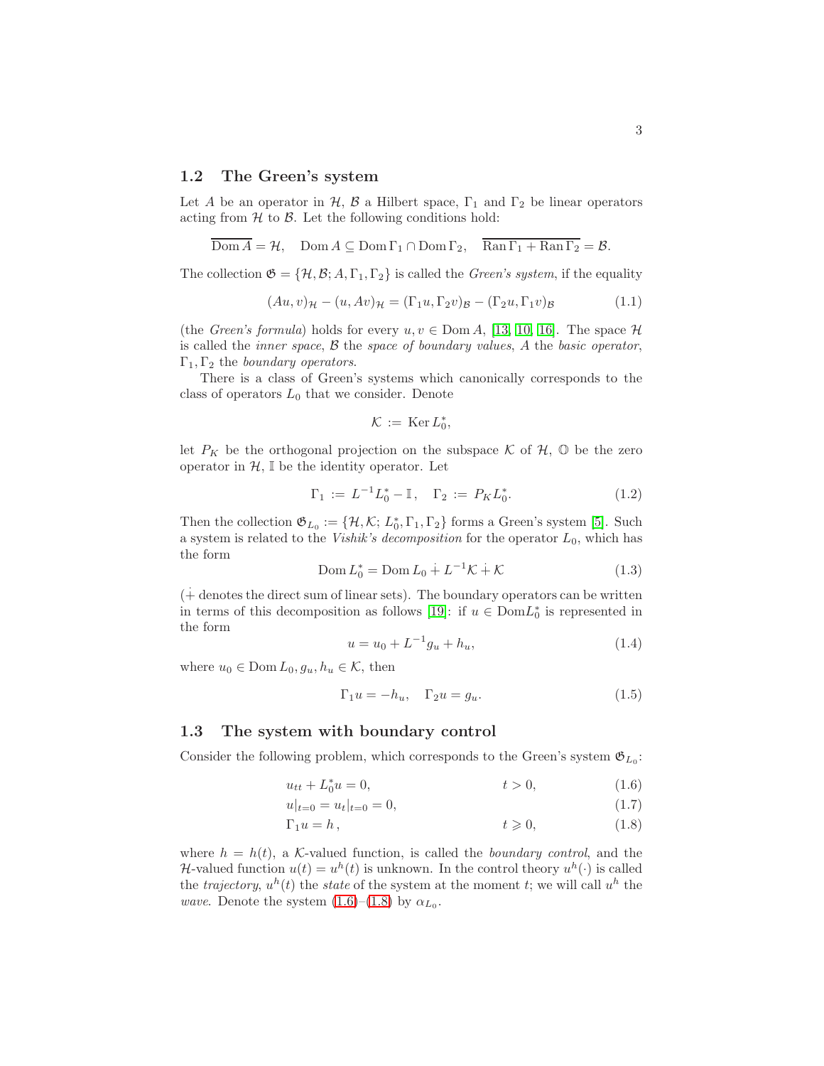### 1.2 The Green's system

Let $A$ be an operator in $\mathcal{H}$, $\mathcal{B}$ a Hilbert space, $\Gamma_1$ and $\Gamma_2$ be linear operators acting from $\mathcal{H}$ to $\mathcal{B}$. Let the following conditions hold:

$$\overline{\operatorname{Dom} A} = \mathcal{H}, \quad \operatorname{Dom} A \subseteq \operatorname{Dom}\Gamma_1 \cap \operatorname{Dom}\Gamma_2, \quad \overline{\operatorname{Ran}\Gamma_1 + \operatorname{Ran}\Gamma_2} = \mathcal{B}.$$

The collection $\mathfrak{G} = \{\mathcal{H}, \mathcal{B}; A, \Gamma_1, \Gamma_2\}$ is called the *Green's system*, if the equality

$$(Au, v)_{\mathcal{H}} - (u, Av)_{\mathcal{H}} = (\Gamma_1 u, \Gamma_2 v)_{\mathcal{B}} - (\Gamma_2 u, \Gamma_1 v)_{\mathcal{B}} \tag{1.1}$$

(the *Green's formula*) holds for every $u, v \in \operatorname{Dom} A$, [13, 10, 16]. The space $\mathcal{H}$ is called the *inner space*, $\mathcal{B}$ the *space of boundary values*, $A$ the *basic operator*, $\Gamma_1, \Gamma_2$ the *boundary operators*.

There is a class of Green's systems which canonically corresponds to the class of operators $L_0$ that we consider. Denote

$$\mathcal{K} := \operatorname{Ker} L_0^*,$$

let $P_K$ be the orthogonal projection on the subspace $\mathcal{K}$ of $\mathcal{H}$, $\mathbb{O}$ be the zero operator in $\mathcal{H}$, $\mathbb{I}$ be the identity operator. Let

$$\Gamma_1 := L^{-1}L_0^* - \mathbb{I}, \quad \Gamma_2 := P_K L_0^*. \tag{1.2}$$

Then the collection $\mathfrak{G}_{L_0} := \{\mathcal{H}, \mathcal{K}; L_0^*, \Gamma_1, \Gamma_2\}$ forms a Green's system [5]. Such a system is related to the *Vishik's decomposition* for the operator $L_0$, which has the form

$$\operatorname{Dom} L_0^* = \operatorname{Dom} L_0 \dotplus L^{-1}\mathcal{K} \dotplus \mathcal{K} \tag{1.3}$$

($\dotplus$ denotes the direct sum of linear sets). The boundary operators can be written in terms of this decomposition as follows [19]: if $u \in \operatorname{Dom} L_0^*$ is represented in the form

$$u = u_0 + L^{-1}g_u + h_u, \tag{1.4}$$

where $u_0 \in \operatorname{Dom} L_0, g_u, h_u \in \mathcal{K}$, then

$$\Gamma_1 u = -h_u, \quad \Gamma_2 u = g_u. \tag{1.5}$$

### 1.3 The system with boundary control

Consider the following problem, which corresponds to the Green's system $\mathfrak{G}_{L_0}$:

$$u_{tt} + L_0^* u = 0, \qquad t > 0, \tag{1.6}$$

$$u|_{t=0} = u_t|_{t=0} = 0, \tag{1.7}$$

$$\Gamma_1 u = h\,, \qquad t \geqslant 0, \tag{1.8}$$

where $h = h(t)$, a $\mathcal{K}$-valued function, is called the *boundary control*, and the $\mathcal{H}$-valued function $u(t) = u^h(t)$ is unknown. In the control theory $u^h(\cdot)$ is called the *trajectory*, $u^h(t)$ the *state* of the system at the moment $t$; we will call $u^h$ the *wave*. Denote the system (1.6)–(1.8) by $\alpha_{L_0}$.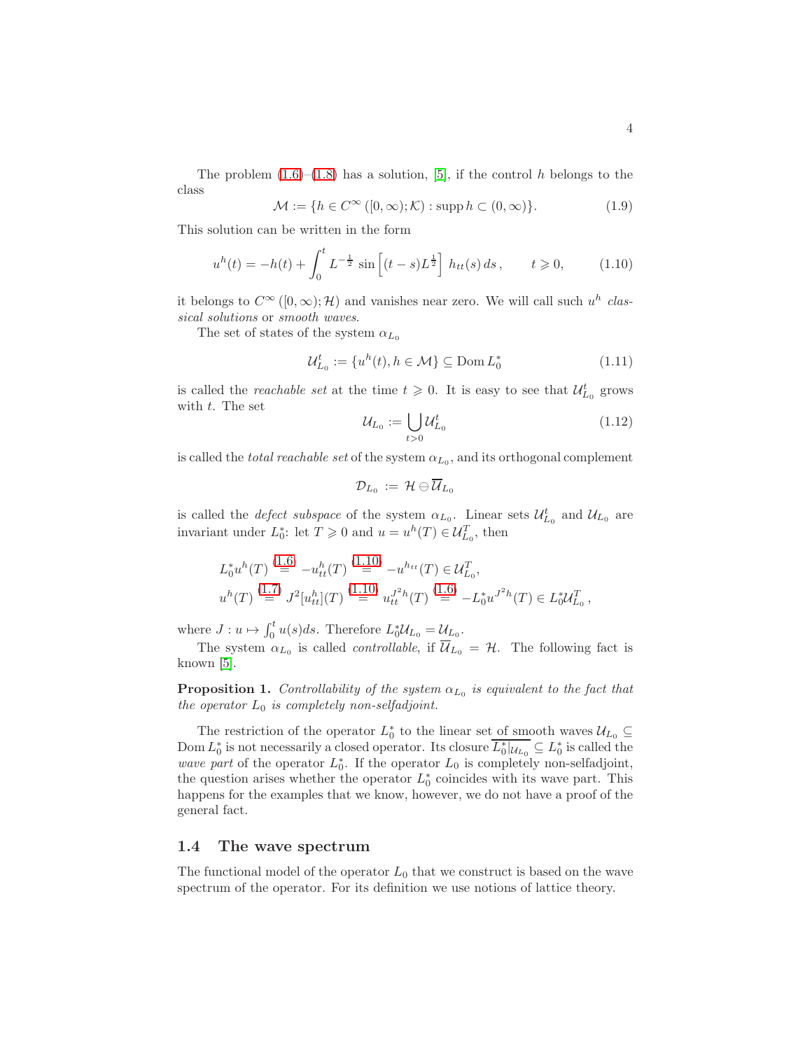The problem (1.6)–(1.8) has a solution, [5], if the control $h$ belongs to the class

$$\mathcal{M} := \{h \in C^\infty([0,\infty);\mathcal{K}) : \operatorname{supp} h \subset (0,\infty)\}. \tag{1.9}$$

This solution can be written in the form

$$u^h(t) = -h(t) + \int_0^t L^{-\frac{1}{2}} \sin\left[(t-s)L^{\frac{1}{2}}\right]\, h_{tt}(s)\, ds\,, \qquad t \geqslant 0, \tag{1.10}$$

it belongs to $C^\infty([0,\infty);\mathcal{H})$ and vanishes near zero. We will call such $u^h$ *classical solutions* or *smooth waves*.

The set of states of the system $\alpha_{L_0}$

$$\mathcal{U}^t_{L_0} := \{u^h(t), h \in \mathcal{M}\} \subseteq \operatorname{Dom} L_0^* \tag{1.11}$$

is called the *reachable set* at the time $t \geqslant 0$. It is easy to see that $\mathcal{U}^t_{L_0}$ grows with $t$. The set

$$\mathcal{U}_{L_0} := \bigcup_{t>0} \mathcal{U}^t_{L_0} \tag{1.12}$$

is called the *total reachable set* of the system $\alpha_{L_0}$, and its orthogonal complement

$$\mathcal{D}_{L_0} := \mathcal{H} \ominus \overline{\mathcal{U}}_{L_0}$$

is called the *defect subspace* of the system $\alpha_{L_0}$. Linear sets $\mathcal{U}^t_{L_0}$ and $\mathcal{U}_{L_0}$ are invariant under $L_0^*$: let $T \geqslant 0$ and $u = u^h(T) \in \mathcal{U}^T_{L_0}$, then

$$L_0^* u^h(T) \overset{(1.6)}{=} -u^h_{tt}(T) \overset{(1.10)}{=} -u^{h_{tt}}(T) \in \mathcal{U}^T_{L_0},$$
$$u^h(T) \overset{(1.7)}{=} J^2[u^h_{tt}](T) \overset{(1.10)}{=} u^{J^2 h}_{tt}(T) \overset{(1.6)}{=} -L_0^* u^{J^2 h}(T) \in L_0^* \mathcal{U}^T_{L_0}\,,$$

where $J : u \mapsto \int_0^t u(s)ds$. Therefore $L_0^* \mathcal{U}_{L_0} = \mathcal{U}_{L_0}$.

The system $\alpha_{L_0}$ is called *controllable*, if $\overline{\mathcal{U}}_{L_0} = \mathcal{H}$. The following fact is known [5].

**Proposition 1.** *Controllability of the system $\alpha_{L_0}$ is equivalent to the fact that the operator $L_0$ is completely non-selfadjoint.*

The restriction of the operator $L_0^*$ to the linear set of smooth waves $\mathcal{U}_{L_0} \subseteq \operatorname{Dom} L_0^*$ is not necessarily a closed operator. Its closure $\overline{L_0^*|_{\mathcal{U}_{L_0}}} \subseteq L_0^*$ is called the *wave part* of the operator $L_0^*$. If the operator $L_0$ is completely non-selfadjoint, the question arises whether the operator $L_0^*$ coincides with its wave part. This happens for the examples that we know, however, we do not have a proof of the general fact.

### 1.4 The wave spectrum

The functional model of the operator $L_0$ that we construct is based on the wave spectrum of the operator. For its definition we use notions of lattice theory.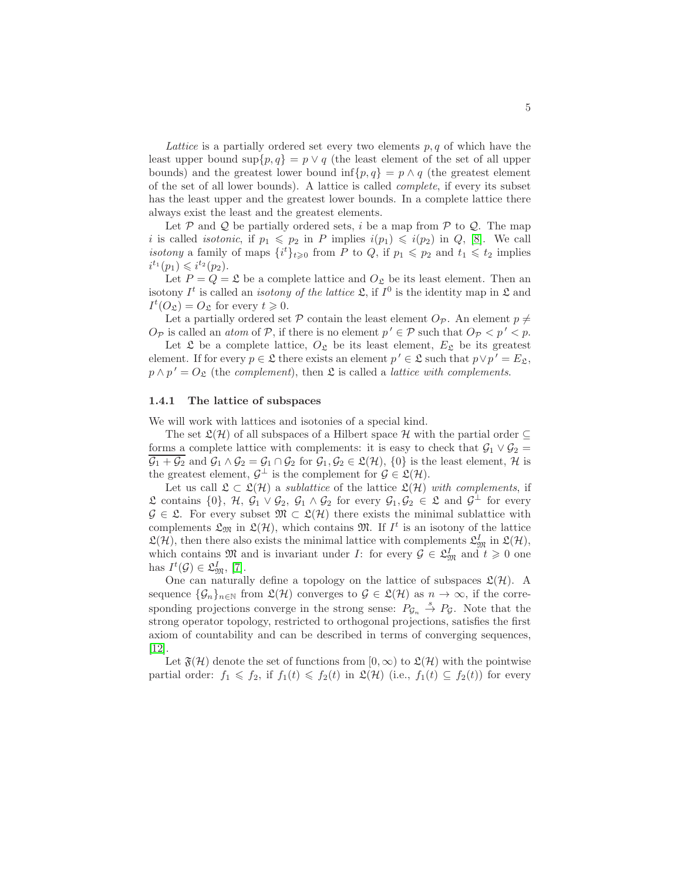*Lattice* is a partially ordered set every two elements $p, q$ of which have the least upper bound $\sup\{p, q\} = p \vee q$ (the least element of the set of all upper bounds) and the greatest lower bound $\inf\{p, q\} = p \wedge q$ (the greatest element of the set of all lower bounds). A lattice is called *complete*, if every its subset has the least upper and the greatest lower bounds. In a complete lattice there always exist the least and the greatest elements.

Let $\mathcal{P}$ and $\mathcal{Q}$ be partially ordered sets, $i$ be a map from $\mathcal{P}$ to $\mathcal{Q}$. The map $i$ is called *isotonic*, if $p_1 \leqslant p_2$ in $P$ implies $i(p_1) \leqslant i(p_2)$ in $Q$, [8]. We call *isotony* a family of maps $\{i^t\}_{t \geqslant 0}$ from $P$ to $Q$, if $p_1 \leqslant p_2$ and $t_1 \leqslant t_2$ implies $i^{t_1}(p_1) \leqslant i^{t_2}(p_2)$.

Let $P = Q = \mathfrak{L}$ be a complete lattice and $O_{\mathfrak{L}}$ be its least element. Then an isotony $I^t$ is called an *isotony of the lattice* $\mathfrak{L}$, if $I^0$ is the identity map in $\mathfrak{L}$ and $I^t(O_{\mathfrak{L}}) = O_{\mathfrak{L}}$ for every $t \geqslant 0$.

Let a partially ordered set $\mathcal{P}$ contain the least element $O_{\mathcal{P}}$. An element $p \neq O_{\mathcal{P}}$ is called an *atom* of $\mathcal{P}$, if there is no element $p' \in \mathcal{P}$ such that $O_{\mathcal{P}} < p' < p$.

Let $\mathfrak{L}$ be a complete lattice, $O_{\mathfrak{L}}$ be its least element, $E_{\mathfrak{L}}$ be its greatest element. If for every $p \in \mathfrak{L}$ there exists an element $p' \in \mathfrak{L}$ such that $p \vee p' = E_{\mathfrak{L}}$, $p \wedge p' = O_{\mathfrak{L}}$ (the *complement*), then $\mathfrak{L}$ is called a *lattice with complements*.

### 1.4.1 The lattice of subspaces

We will work with lattices and isotonies of a special kind.

The set $\mathfrak{L}(\mathcal{H})$ of all subspaces of a Hilbert space $\mathcal{H}$ with the partial order $\subseteq$ forms a complete lattice with complements: it is easy to check that $\mathcal{G}_1 \vee \mathcal{G}_2 = \overline{\mathcal{G}_1 + \mathcal{G}_2}$ and $\mathcal{G}_1 \wedge \mathcal{G}_2 = \mathcal{G}_1 \cap \mathcal{G}_2$ for $\mathcal{G}_1, \mathcal{G}_2 \in \mathfrak{L}(\mathcal{H})$, $\{0\}$ is the least element, $\mathcal{H}$ is the greatest element, $\mathcal{G}^\perp$ is the complement for $\mathcal{G} \in \mathfrak{L}(\mathcal{H})$.

Let us call $\mathfrak{L} \subset \mathfrak{L}(\mathcal{H})$ a *sublattice* of the lattice $\mathfrak{L}(\mathcal{H})$ *with complements*, if $\mathfrak{L}$ contains $\{0\}$, $\mathcal{H}$, $\mathcal{G}_1 \vee \mathcal{G}_2$, $\mathcal{G}_1 \wedge \mathcal{G}_2$ for every $\mathcal{G}_1, \mathcal{G}_2 \in \mathfrak{L}$ and $\mathcal{G}^\perp$ for every $\mathcal{G} \in \mathfrak{L}$. For every subset $\mathfrak{M} \subset \mathfrak{L}(\mathcal{H})$ there exists the minimal sublattice with complements $\mathfrak{L}_{\mathfrak{M}}$ in $\mathfrak{L}(\mathcal{H})$, which contains $\mathfrak{M}$. If $I^t$ is an isotony of the lattice $\mathfrak{L}(\mathcal{H})$, then there also exists the minimal lattice with complements $\mathfrak{L}^I_{\mathfrak{M}}$ in $\mathfrak{L}(\mathcal{H})$, which contains $\mathfrak{M}$ and is invariant under $I$: for every $\mathcal{G} \in \mathfrak{L}^I_{\mathfrak{M}}$ and $t \geqslant 0$ one has $I^t(\mathcal{G}) \in \mathfrak{L}^I_{\mathfrak{M}}$, [7].

One can naturally define a topology on the lattice of subspaces $\mathfrak{L}(\mathcal{H})$. A sequence $\{\mathcal{G}_n\}_{n \in \mathbb{N}}$ from $\mathfrak{L}(\mathcal{H})$ converges to $\mathcal{G} \in \mathfrak{L}(\mathcal{H})$ as $n \to \infty$, if the corresponding projections converge in the strong sense: $P_{\mathcal{G}_n} \xrightarrow{s} P_{\mathcal{G}}$. Note that the strong operator topology, restricted to orthogonal projections, satisfies the first axiom of countability and can be described in terms of converging sequences, [12].

Let $\mathfrak{F}(\mathcal{H})$ denote the set of functions from $[0, \infty)$ to $\mathfrak{L}(\mathcal{H})$ with the pointwise partial order: $f_1 \leqslant f_2$, if $f_1(t) \leqslant f_2(t)$ in $\mathfrak{L}(\mathcal{H})$ (i.e., $f_1(t) \subseteq f_2(t)$) for every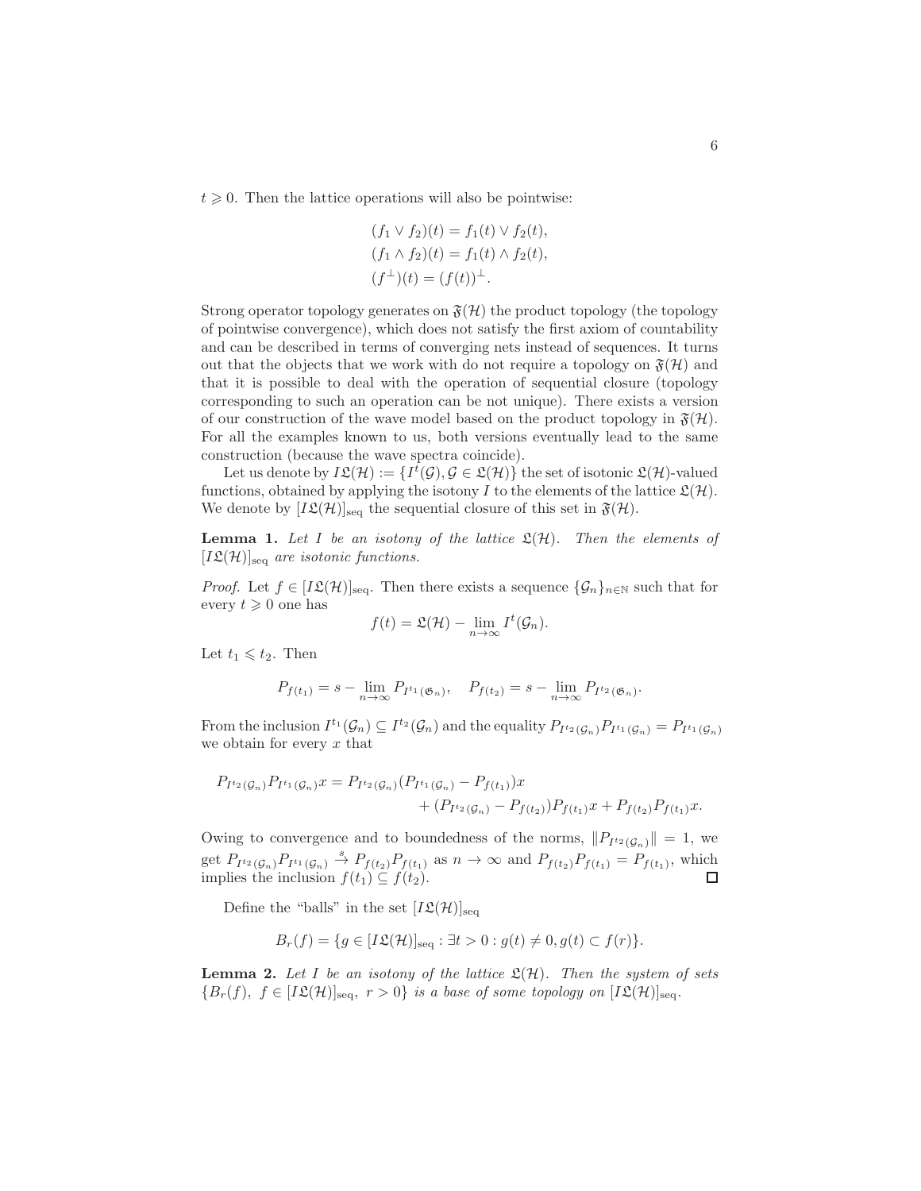$t \geqslant 0$. Then the lattice operations will also be pointwise:

$$
\begin{aligned}
(f_1 \vee f_2)(t) &= f_1(t) \vee f_2(t), \\
(f_1 \wedge f_2)(t) &= f_1(t) \wedge f_2(t), \\
(f^{\perp})(t) &= (f(t))^{\perp}.
\end{aligned}
$$

Strong operator topology generates on $\mathfrak{F}(\mathcal{H})$ the product topology (the topology of pointwise convergence), which does not satisfy the first axiom of countability and can be described in terms of converging nets instead of sequences. It turns out that the objects that we work with do not require a topology on $\mathfrak{F}(\mathcal{H})$ and that it is possible to deal with the operation of sequential closure (topology corresponding to such an operation can be not unique). There exists a version of our construction of the wave model based on the product topology in $\mathfrak{F}(\mathcal{H})$. For all the examples known to us, both versions eventually lead to the same construction (because the wave spectra coincide).

Let us denote by $I\mathfrak{L}(\mathcal{H}) := \{I^t(\mathcal{G}), \mathcal{G} \in \mathfrak{L}(\mathcal{H})\}$ the set of isotonic $\mathfrak{L}(\mathcal{H})$-valued functions, obtained by applying the isotony $I$ to the elements of the lattice $\mathfrak{L}(\mathcal{H})$. We denote by $[I\mathfrak{L}(\mathcal{H})]_{\rm seq}$ the sequential closure of this set in $\mathfrak{F}(\mathcal{H})$.

**Lemma 1.** *Let $I$ be an isotony of the lattice $\mathfrak{L}(\mathcal{H})$. Then the elements of $[I\mathfrak{L}(\mathcal{H})]_{\rm seq}$ are isotonic functions.*

*Proof.* Let $f \in [I\mathfrak{L}(\mathcal{H})]_{\rm seq}$. Then there exists a sequence $\{\mathcal{G}_n\}_{n\in\mathbb{N}}$ such that for every $t \geqslant 0$ one has

$$
f(t) = \mathfrak{L}(\mathcal{H}) - \lim_{n\to\infty} I^t(\mathcal{G}_n).
$$

Let $t_1 \leqslant t_2$. Then

$$
P_{f(t_1)} = s - \lim_{n\to\infty} P_{I^{t_1}(\mathfrak{G}_n)}, \quad P_{f(t_2)} = s - \lim_{n\to\infty} P_{I^{t_2}(\mathfrak{G}_n)}.
$$

From the inclusion $I^{t_1}(\mathcal{G}_n) \subseteq I^{t_2}(\mathcal{G}_n)$ and the equality $P_{I^{t_2}(\mathcal{G}_n)}P_{I^{t_1}(\mathcal{G}_n)} = P_{I^{t_1}(\mathcal{G}_n)}$ we obtain for every $x$ that

$$
\begin{aligned}
P_{I^{t_2}(\mathcal{G}_n)}P_{I^{t_1}(\mathcal{G}_n)}x = P_{I^{t_2}(\mathcal{G}_n)}&(P_{I^{t_1}(\mathcal{G}_n)} - P_{f(t_1)})x \\
&+ (P_{I^{t_2}(\mathcal{G}_n)} - P_{f(t_2)})P_{f(t_1)}x + P_{f(t_2)}P_{f(t_1)}x.
\end{aligned}
$$

Owing to convergence and to boundedness of the norms, $\|P_{I^{t_2}(\mathcal{G}_n)}\| = 1$, we get $P_{I^{t_2}(\mathcal{G}_n)}P_{I^{t_1}(\mathcal{G}_n)} \xrightarrow{s} P_{f(t_2)}P_{f(t_1)}$ as $n \to \infty$ and $P_{f(t_2)}P_{f(t_1)} = P_{f(t_1)}$, which implies the inclusion $f(t_1) \subseteq f(t_2)$. $\square$

Define the "balls" in the set $[I\mathfrak{L}(\mathcal{H})]_{\rm seq}$

$$
B_r(f) = \{g \in [I\mathfrak{L}(\mathcal{H})]_{\rm seq} : \exists t > 0 : g(t) \neq 0, g(t) \subset f(r)\}.
$$

**Lemma 2.** *Let $I$ be an isotony of the lattice $\mathfrak{L}(\mathcal{H})$. Then the system of sets $\{B_r(f),\ f \in [I\mathfrak{L}(\mathcal{H})]_{\rm seq},\ r > 0\}$ is a base of some topology on $[I\mathfrak{L}(\mathcal{H})]_{\rm seq}$.*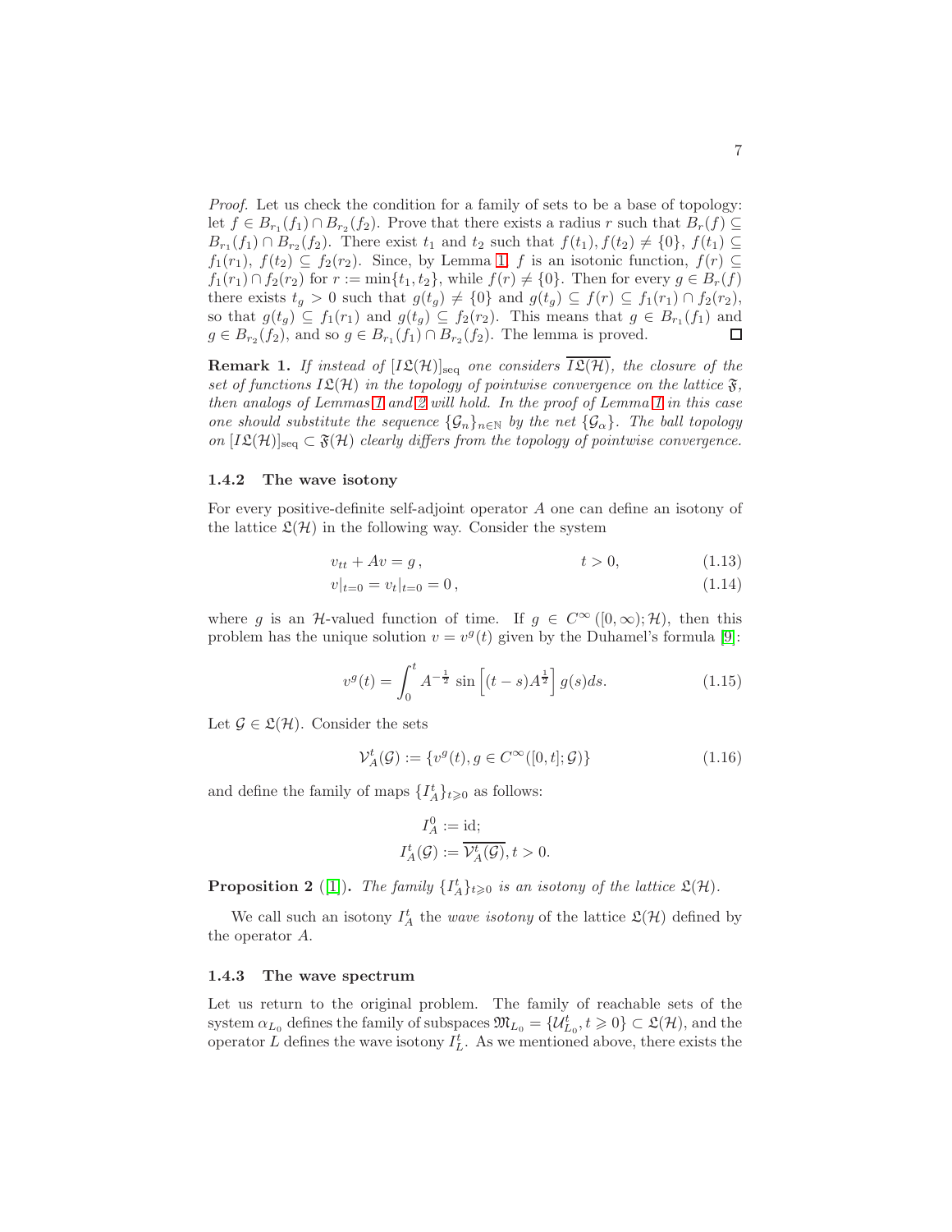*Proof.* Let us check the condition for a family of sets to be a base of topology: let $f \in B_{r_1}(f_1) \cap B_{r_2}(f_2)$. Prove that there exists a radius $r$ such that $B_r(f) \subseteq B_{r_1}(f_1) \cap B_{r_2}(f_2)$. There exist $t_1$ and $t_2$ such that $f(t_1), f(t_2) \neq \{0\}$, $f(t_1) \subseteq f_1(r_1)$, $f(t_2) \subseteq f_2(r_2)$. Since, by Lemma 1, $f$ is an isotonic function, $f(r) \subseteq f_1(r_1) \cap f_2(r_2)$ for $r := \min\{t_1, t_2\}$, while $f(r) \neq \{0\}$. Then for every $g \in B_r(f)$ there exists $t_g > 0$ such that $g(t_g) \neq \{0\}$ and $g(t_g) \subseteq f(r) \subseteq f_1(r_1) \cap f_2(r_2)$, so that $g(t_g) \subseteq f_1(r_1)$ and $g(t_g) \subseteq f_2(r_2)$. This means that $g \in B_{r_1}(f_1)$ and $g \in B_{r_2}(f_2)$, and so $g \in B_{r_1}(f_1) \cap B_{r_2}(f_2)$. The lemma is proved. ◻

**Remark 1.** *If instead of $[I\mathfrak{L}(\mathcal{H})]_{\rm seq}$ one considers $\overline{I\mathfrak{L}(\mathcal{H})}$, the closure of the set of functions $I\mathfrak{L}(\mathcal{H})$ in the topology of pointwise convergence on the lattice $\mathfrak{F}$, then analogs of Lemmas 1 and 2 will hold. In the proof of Lemma 1 in this case one should substitute the sequence $\{\mathcal{G}_n\}_{n\in\mathbb{N}}$ by the net $\{\mathcal{G}_\alpha\}$. The ball topology on $[I\mathfrak{L}(\mathcal{H})]_{\rm seq} \subset \mathfrak{F}(\mathcal{H})$ clearly differs from the topology of pointwise convergence.*

### 1.4.2 The wave isotony

For every positive-definite self-adjoint operator $A$ one can define an isotony of the lattice $\mathfrak{L}(\mathcal{H})$ in the following way. Consider the system

$$v_{tt} + Av = g\,, \qquad t > 0, \tag{1.13}$$

$$v|_{t=0} = v_t|_{t=0} = 0\,, \tag{1.14}$$

where $g$ is an $\mathcal{H}$-valued function of time. If $g \in C^\infty([0,\infty); \mathcal{H})$, then this problem has the unique solution $v = v^g(t)$ given by the Duhamel's formula [9]:

$$v^g(t) = \int_0^t A^{-\frac{1}{2}} \sin\left[(t-s)A^{\frac{1}{2}}\right] g(s)ds. \tag{1.15}$$

Let $\mathcal{G} \in \mathfrak{L}(\mathcal{H})$. Consider the sets

$$\mathcal{V}_A^t(\mathcal{G}) := \{v^g(t), g \in C^\infty([0,t]; \mathcal{G})\} \tag{1.16}$$

and define the family of maps $\{I_A^t\}_{t\geqslant 0}$ as follows:

$$I_A^0 := \text{id};$$
$$I_A^t(\mathcal{G}) := \overline{\mathcal{V}_A^t(\mathcal{G})}, t > 0.$$

**Proposition 2** ([1]). *The family $\{I_A^t\}_{t\geqslant 0}$ is an isotony of the lattice $\mathfrak{L}(\mathcal{H})$.*

We call such an isotony $I_A^t$ the *wave isotony* of the lattice $\mathfrak{L}(\mathcal{H})$ defined by the operator $A$.

### 1.4.3 The wave spectrum

Let us return to the original problem. The family of reachable sets of the system $\alpha_{L_0}$ defines the family of subspaces $\mathfrak{M}_{L_0} = \{\mathcal{U}_{L_0}^t, t \geqslant 0\} \subset \mathfrak{L}(\mathcal{H})$, and the operator $L$ defines the wave isotony $I_L^t$. As we mentioned above, there exists the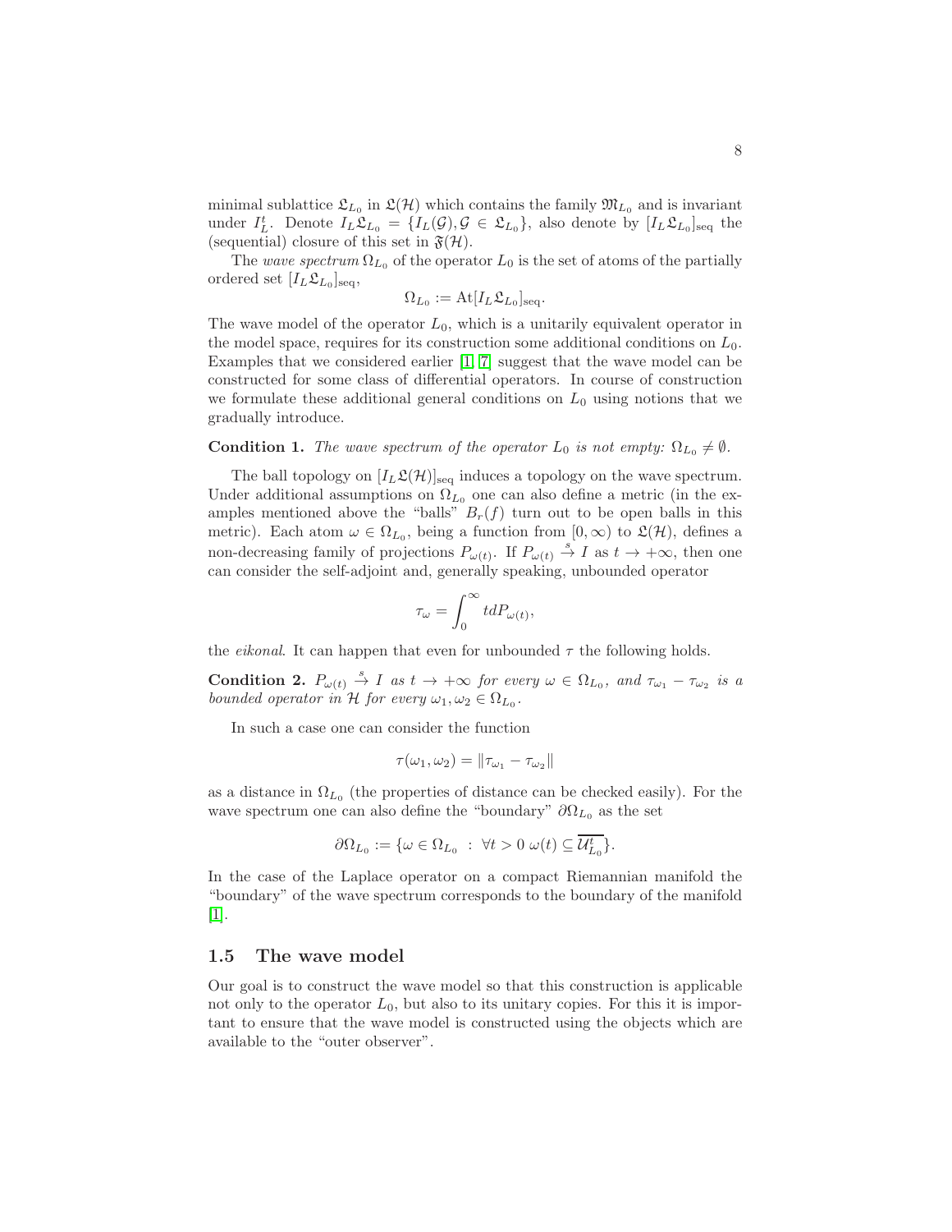minimal sublattice $\mathfrak{L}_{L_0}$ in $\mathfrak{L}(\mathcal{H})$ which contains the family $\mathfrak{M}_{L_0}$ and is invariant under $I_L^t$. Denote $I_L\mathfrak{L}_{L_0} = \{I_L(\mathcal{G}), \mathcal{G} \in \mathfrak{L}_{L_0}\}$, also denote by $[I_L\mathfrak{L}_{L_0}]_{\text{seq}}$ the (sequential) closure of this set in $\mathfrak{F}(\mathcal{H})$.

The *wave spectrum* $\Omega_{L_0}$ of the operator $L_0$ is the set of atoms of the partially ordered set $[I_L\mathfrak{L}_{L_0}]_{\text{seq}}$,

$$\Omega_{L_0} := \text{At}[I_L\mathfrak{L}_{L_0}]_{\text{seq}}.$$

The wave model of the operator $L_0$, which is a unitarily equivalent operator in the model space, requires for its construction some additional conditions on $L_0$. Examples that we considered earlier [1, 7] suggest that the wave model can be constructed for some class of differential operators. In course of construction we formulate these additional general conditions on $L_0$ using notions that we gradually introduce.

**Condition 1.** *The wave spectrum of the operator $L_0$ is not empty: $\Omega_{L_0} \neq \emptyset$.*

The ball topology on $[I_L\mathfrak{L}(\mathcal{H})]_{\text{seq}}$ induces a topology on the wave spectrum. Under additional assumptions on $\Omega_{L_0}$ one can also define a metric (in the examples mentioned above the "balls" $B_r(f)$ turn out to be open balls in this metric). Each atom $\omega \in \Omega_{L_0}$, being a function from $[0, \infty)$ to $\mathfrak{L}(\mathcal{H})$, defines a non-decreasing family of projections $P_{\omega(t)}$. If $P_{\omega(t)} \xrightarrow{s} I$ as $t \to +\infty$, then one can consider the self-adjoint and, generally speaking, unbounded operator

$$\tau_\omega = \int_0^\infty t dP_{\omega(t)},$$

the *eikonal*. It can happen that even for unbounded $\tau$ the following holds.

**Condition 2.** *$P_{\omega(t)} \xrightarrow{s} I$ as $t \to +\infty$ for every $\omega \in \Omega_{L_0}$, and $\tau_{\omega_1} - \tau_{\omega_2}$ is a bounded operator in $\mathcal{H}$ for every $\omega_1, \omega_2 \in \Omega_{L_0}$.*

In such a case one can consider the function

$$\tau(\omega_1, \omega_2) = \|\tau_{\omega_1} - \tau_{\omega_2}\|$$

as a distance in $\Omega_{L_0}$ (the properties of distance can be checked easily). For the wave spectrum one can also define the "boundary" $\partial\Omega_{L_0}$ as the set

$$\partial\Omega_{L_0} := \{\omega \in \Omega_{L_0} \ : \ \forall t > 0 \ \omega(t) \subseteq \overline{\mathcal{U}_{L_0}^t}\}.$$

In the case of the Laplace operator on a compact Riemannian manifold the "boundary" of the wave spectrum corresponds to the boundary of the manifold [1].

## 1.5 The wave model

Our goal is to construct the wave model so that this construction is applicable not only to the operator $L_0$, but also to its unitary copies. For this it is important to ensure that the wave model is constructed using the objects which are available to the "outer observer".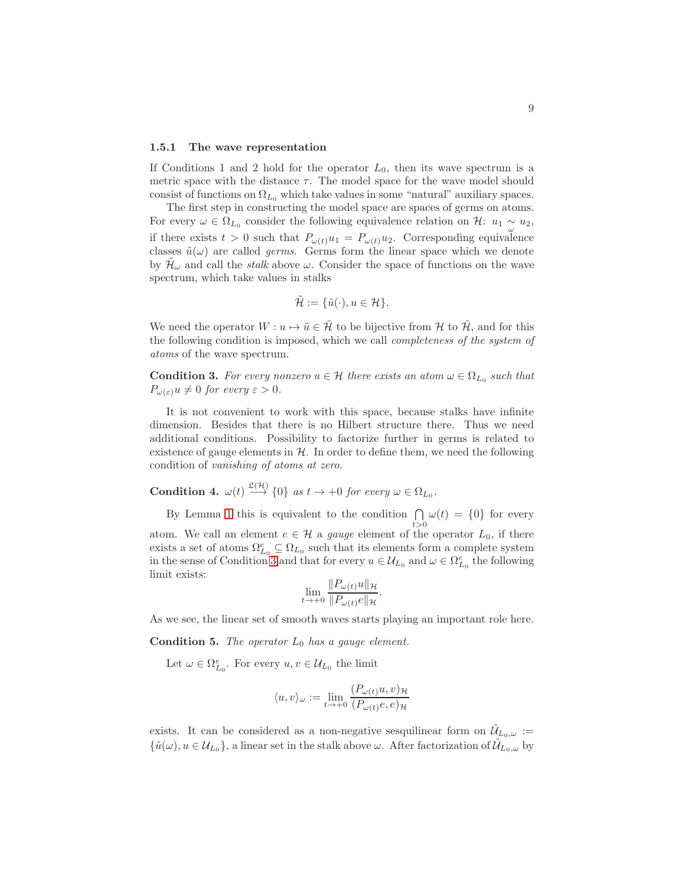### 1.5.1 The wave representation

If Conditions 1 and 2 hold for the operator $L_0$, then its wave spectrum is a metric space with the distance $\tau$. The model space for the wave model should consist of functions on $\Omega_{L_0}$ which take values in some "natural" auxiliary spaces.

The first step in constructing the model space are spaces of germs on atoms. For every $\omega \in \Omega_{L_0}$ consider the following equivalence relation on $\mathcal{H}$: $u_1 \underset{\omega}{\sim} u_2$, if there exists $t > 0$ such that $P_{\omega(t)} u_1 = P_{\omega(t)} u_2$. Corresponding equivalence classes $\tilde{u}(\omega)$ are called *germs*. Germs form the linear space which we denote by $\tilde{\mathcal{H}}_\omega$ and call the *stalk* above $\omega$. Consider the space of functions on the wave spectrum, which take values in stalks

$$\tilde{\mathcal{H}} := \{\tilde{u}(\cdot), u \in \mathcal{H}\}.$$

We need the operator $W : u \mapsto \tilde{u} \in \tilde{\mathcal{H}}$ to be bijective from $\mathcal{H}$ to $\tilde{\mathcal{H}}$, and for this the following condition is imposed, which we call *completeness of the system of atoms* of the wave spectrum.

**Condition 3.** *For every nonzero $u \in \mathcal{H}$ there exists an atom $\omega \in \Omega_{L_0}$ such that $P_{\omega(\varepsilon)} u \neq 0$ for every $\varepsilon > 0$.*

It is not convenient to work with this space, because stalks have infinite dimension. Besides that there is no Hilbert structure there. Thus we need additional conditions. Possibility to factorize further in germs is related to existence of gauge elements in $\mathcal{H}$. In order to define them, we need the following condition of *vanishing of atoms at zero*.

**Condition 4.** $\omega(t) \overset{\mathfrak{L}(\mathcal{H})}{\longrightarrow} \{0\}$ *as $t \to +0$ for every $\omega \in \Omega_{L_0}$.*

By Lemma 1 this is equivalent to the condition $\bigcap\limits_{t>0} \omega(t) = \{0\}$ for every atom. We call an element $e \in \mathcal{H}$ a *gauge* element of the operator $L_0$, if there exists a set of atoms $\Omega^e_{L_0} \subseteq \Omega_{L_0}$ such that its elements form a complete system in the sense of Condition 3 and that for every $u \in \mathcal{U}_{L_0}$ and $\omega \in \Omega^e_{L_0}$ the following limit exists:

$$\lim_{t \to +0} \frac{\|P_{\omega(t)} u\|_{\mathcal{H}}}{\|P_{\omega(t)} e\|_{\mathcal{H}}}.$$

As we see, the linear set of smooth waves starts playing an important role here.

**Condition 5.** *The operator $L_0$ has a gauge element.*

Let $\omega \in \Omega^e_{L_0}$. For every $u, v \in \mathcal{U}_{L_0}$ the limit

$$\langle u, v \rangle_\omega := \lim_{t \to +0} \frac{(P_{\omega(t)} u, v)_{\mathcal{H}}}{(P_{\omega(t)} e, e)_{\mathcal{H}}}$$

exists. It can be considered as a non-negative sesquilinear form on $\tilde{\mathcal{U}}_{L_0,\omega} := \{\tilde{u}(\omega), u \in \mathcal{U}_{L_0}\}$, a linear set in the stalk above $\omega$. After factorization of $\tilde{\mathcal{U}}_{L_0,\omega}$ by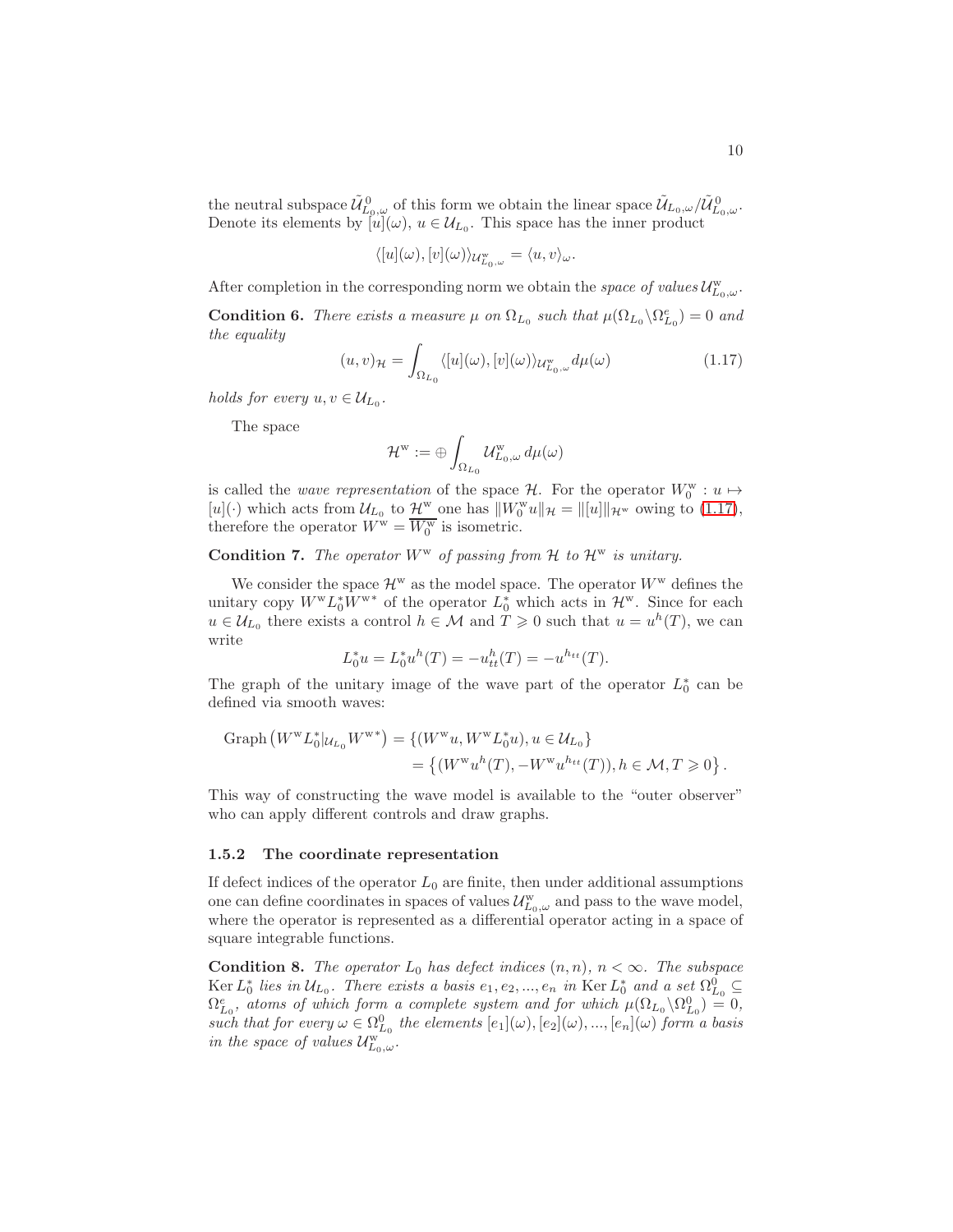the neutral subspace $\tilde{\mathcal{U}}^0_{L_0,\omega}$ of this form we obtain the linear space $\tilde{\mathcal{U}}_{L_0,\omega}/\tilde{\mathcal{U}}^0_{L_0,\omega}$. Denote its elements by $[u](\omega)$, $u \in \mathcal{U}_{L_0}$. This space has the inner product

$$\langle [u](\omega), [v](\omega)\rangle_{\mathcal{U}^{\mathrm{w}}_{L_0,\omega}} = \langle u, v\rangle_\omega .$$

After completion in the corresponding norm we obtain the *space of values* $\mathcal{U}^{\mathrm{w}}_{L_0,\omega}$.

**Condition 6.** *There exists a measure $\mu$ on $\Omega_{L_0}$ such that $\mu(\Omega_{L_0}\backslash\Omega^e_{L_0}) = 0$ and the equality*

$$(u, v)_{\mathcal{H}} = \int_{\Omega_{L_0}} \langle [u](\omega), [v](\omega)\rangle_{\mathcal{U}^{\mathrm{w}}_{L_0,\omega}} \, d\mu(\omega) \tag{1.17}$$

*holds for every $u, v \in \mathcal{U}_{L_0}$.*

The space

$$\mathcal{H}^{\mathrm{w}} := \oplus \int_{\Omega_{L_0}} \mathcal{U}^{\mathrm{w}}_{L_0,\omega} \, d\mu(\omega)$$

is called the *wave representation* of the space $\mathcal{H}$. For the operator $W^{\mathrm{w}}_0 : u \mapsto [u](\cdot)$ which acts from $\mathcal{U}_{L_0}$ to $\mathcal{H}^{\mathrm{w}}$ one has $\|W^{\mathrm{w}}_0 u\|_{\mathcal{H}} = \|[u]\|_{\mathcal{H}^{\mathrm{w}}}$ owing to (1.17), therefore the operator $W^{\mathrm{w}} = \overline{W^{\mathrm{w}}_0}$ is isometric.

**Condition 7.** *The operator $W^{\mathrm{w}}$ of passing from $\mathcal{H}$ to $\mathcal{H}^{\mathrm{w}}$ is unitary.*

We consider the space $\mathcal{H}^{\mathrm{w}}$ as the model space. The operator $W^{\mathrm{w}}$ defines the unitary copy $W^{\mathrm{w}} L^*_0 W^{\mathrm{w}*}$ of the operator $L^*_0$ which acts in $\mathcal{H}^{\mathrm{w}}$. Since for each $u \in \mathcal{U}_{L_0}$ there exists a control $h \in \mathcal{M}$ and $T \geqslant 0$ such that $u = u^h(T)$, we can write

$$L^*_0 u = L^*_0 u^h(T) = -u^h_{tt}(T) = -u^{h_{tt}}(T).$$

The graph of the unitary image of the wave part of the operator $L^*_0$ can be defined via smooth waves:

$$\begin{aligned}\operatorname{Graph}\left(W^{\mathrm{w}} L^*_0|_{\mathcal{U}_{L_0}} W^{\mathrm{w}*}\right) &= \{(W^{\mathrm{w}} u, W^{\mathrm{w}} L^*_0 u), u \in \mathcal{U}_{L_0}\} \\ &= \left\{(W^{\mathrm{w}} u^h(T), -W^{\mathrm{w}} u^{h_{tt}}(T)), h \in \mathcal{M}, T \geqslant 0\right\}.\end{aligned}$$

This way of constructing the wave model is available to the "outer observer" who can apply different controls and draw graphs.

### 1.5.2 The coordinate representation

If defect indices of the operator $L_0$ are finite, then under additional assumptions one can define coordinates in spaces of values $\mathcal{U}^{\mathrm{w}}_{L_0,\omega}$ and pass to the wave model, where the operator is represented as a differential operator acting in a space of square integrable functions.

**Condition 8.** *The operator $L_0$ has defect indices $(n, n)$, $n < \infty$. The subspace $\operatorname{Ker} L^*_0$ lies in $\mathcal{U}_{L_0}$. There exists a basis $e_1, e_2, ..., e_n$ in $\operatorname{Ker} L^*_0$ and a set $\Omega^0_{L_0} \subseteq \Omega^e_{L_0}$, atoms of which form a complete system and for which $\mu(\Omega_{L_0}\backslash\Omega^0_{L_0}) = 0$, such that for every $\omega \in \Omega^0_{L_0}$ the elements $[e_1](\omega), [e_2](\omega), ..., [e_n](\omega)$ form a basis in the space of values $\mathcal{U}^{\mathrm{w}}_{L_0,\omega}$.*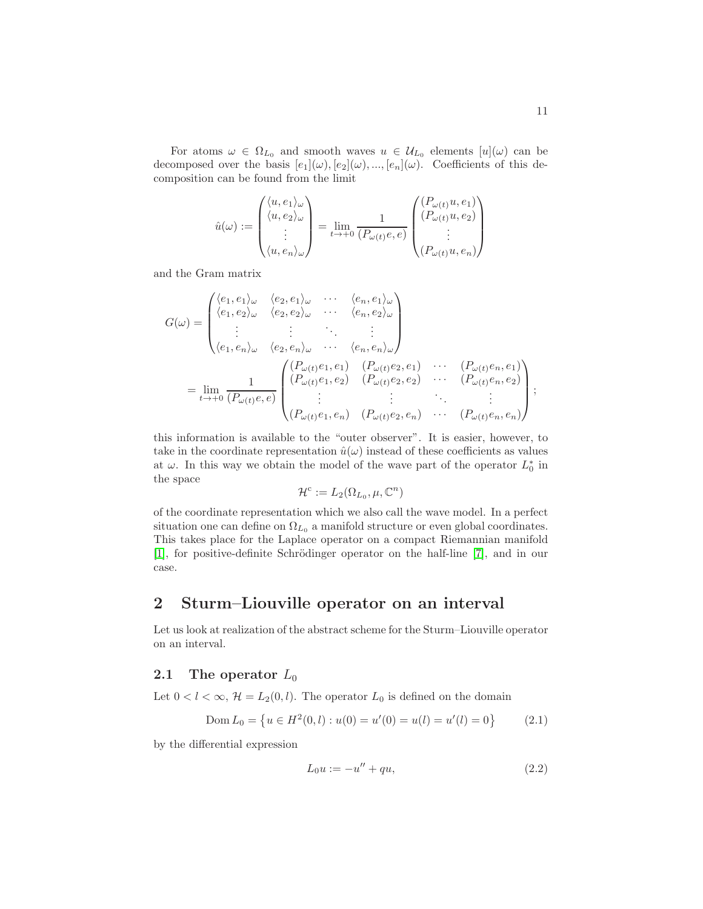For atoms $\omega \in \Omega_{L_0}$ and smooth waves $u \in \mathcal{U}_{L_0}$ elements $[u](\omega)$ can be decomposed over the basis $[e_1](\omega), [e_2](\omega), ..., [e_n](\omega)$. Coefficients of this decomposition can be found from the limit

$$
\hat{u}(\omega) := \begin{pmatrix} \langle u, e_1 \rangle_\omega \\ \langle u, e_2 \rangle_\omega \\ \vdots \\ \langle u, e_n \rangle_\omega \end{pmatrix} = \lim_{t \to +0} \frac{1}{(P_{\omega(t)} e, e)} \begin{pmatrix} (P_{\omega(t)} u, e_1) \\ (P_{\omega(t)} u, e_2) \\ \vdots \\ (P_{\omega(t)} u, e_n) \end{pmatrix}
$$

and the Gram matrix

$$
\begin{aligned}
G(\omega) &= \begin{pmatrix} \langle e_1, e_1 \rangle_\omega & \langle e_2, e_1 \rangle_\omega & \cdots & \langle e_n, e_1 \rangle_\omega \\ \langle e_1, e_2 \rangle_\omega & \langle e_2, e_2 \rangle_\omega & \cdots & \langle e_n, e_2 \rangle_\omega \\ \vdots & \vdots & \ddots & \vdots \\ \langle e_1, e_n \rangle_\omega & \langle e_2, e_n \rangle_\omega & \cdots & \langle e_n, e_n \rangle_\omega \end{pmatrix} \\
&= \lim_{t \to +0} \frac{1}{(P_{\omega(t)} e, e)} \begin{pmatrix} (P_{\omega(t)} e_1, e_1) & (P_{\omega(t)} e_2, e_1) & \cdots & (P_{\omega(t)} e_n, e_1) \\ (P_{\omega(t)} e_1, e_2) & (P_{\omega(t)} e_2, e_2) & \cdots & (P_{\omega(t)} e_n, e_2) \\ \vdots & \vdots & \ddots & \vdots \\ (P_{\omega(t)} e_1, e_n) & (P_{\omega(t)} e_2, e_n) & \cdots & (P_{\omega(t)} e_n, e_n) \end{pmatrix};
\end{aligned}
$$

this information is available to the "outer observer". It is easier, however, to take in the coordinate representation $\hat{u}(\omega)$ instead of these coefficients as values at $\omega$. In this way we obtain the model of the wave part of the operator $L_0^*$ in the space

$$
\mathcal{H}^{\mathrm{c}} := L_2(\Omega_{L_0}, \mu, \mathbb{C}^n)
$$

of the coordinate representation which we also call the wave model. In a perfect situation one can define on $\Omega_{L_0}$ a manifold structure or even global coordinates. This takes place for the Laplace operator on a compact Riemannian manifold [1], for positive-definite Schrödinger operator on the half-line [7], and in our case.

## 2 Sturm–Liouville operator on an interval

Let us look at realization of the abstract scheme for the Sturm–Liouville operator on an interval.

### 2.1 The operator $L_0$

Let $0 < l < \infty$, $\mathcal{H} = L_2(0, l)$. The operator $L_0$ is defined on the domain

$$
\operatorname{Dom} L_0 = \left\{ u \in H^2(0, l) : u(0) = u'(0) = u(l) = u'(l) = 0 \right\} \tag{2.1}
$$

by the differential expression

$$
L_0 u := -u'' + qu, \tag{2.2}
$$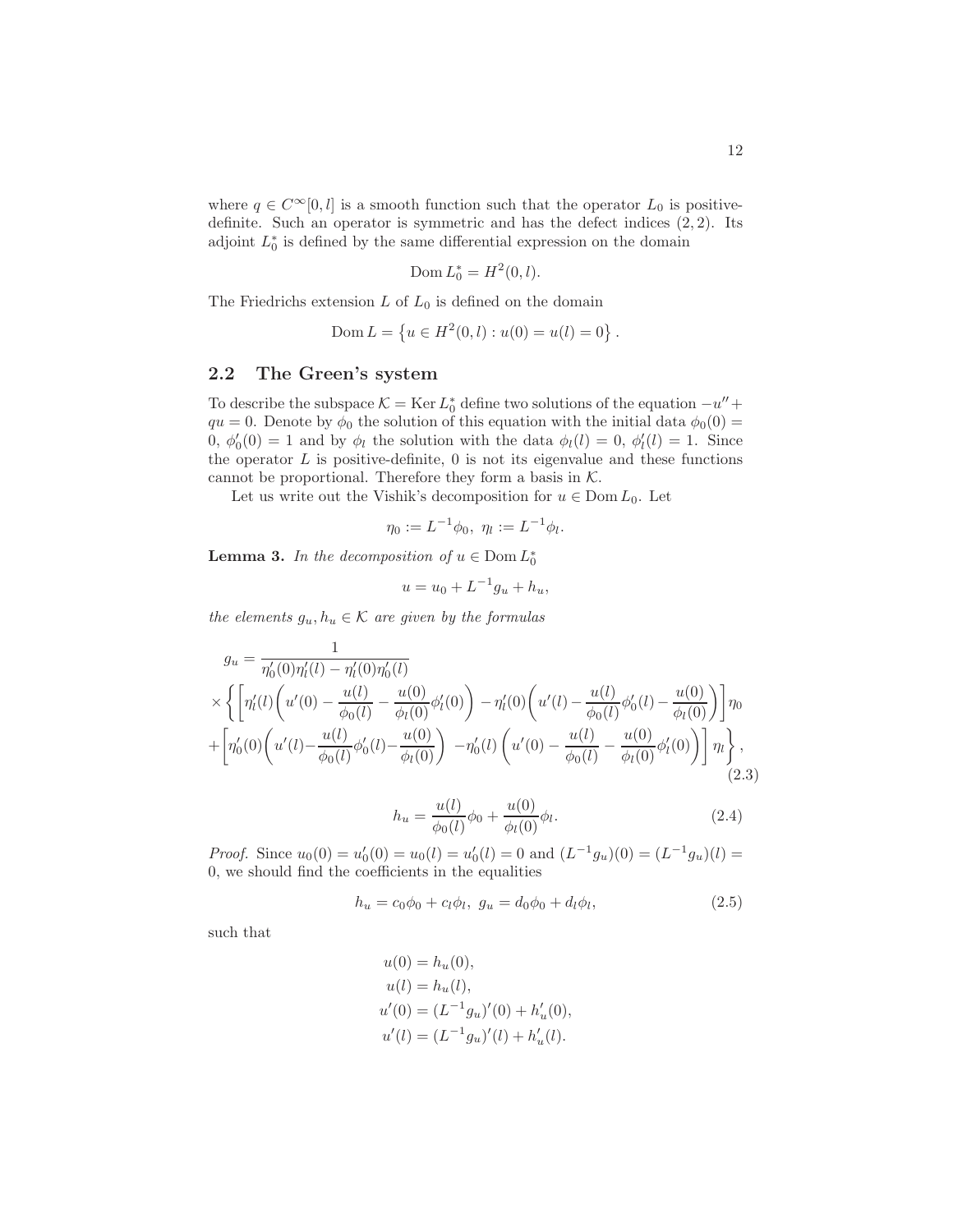where $q \in C^\infty[0,l]$ is a smooth function such that the operator $L_0$ is positive-definite. Such an operator is symmetric and has the defect indices $(2,2)$. Its adjoint $L_0^*$ is defined by the same differential expression on the domain

$$\operatorname{Dom} L_0^* = H^2(0,l).$$

The Friedrichs extension $L$ of $L_0$ is defined on the domain

$$\operatorname{Dom} L = \left\{ u \in H^2(0,l) : u(0) = u(l) = 0 \right\}.$$

## 2.2 The Green's system

To describe the subspace $\mathcal{K} = \operatorname{Ker} L_0^*$ define two solutions of the equation $-u'' + qu = 0$. Denote by $\phi_0$ the solution of this equation with the initial data $\phi_0(0) = 0$, $\phi_0'(0) = 1$ and by $\phi_l$ the solution with the data $\phi_l(l) = 0$, $\phi_l'(l) = 1$. Since the operator $L$ is positive-definite, 0 is not its eigenvalue and these functions cannot be proportional. Therefore they form a basis in $\mathcal{K}$.

Let us write out the Vishik's decomposition for $u \in \operatorname{Dom} L_0$. Let

$$\eta_0 := L^{-1}\phi_0, \ \eta_l := L^{-1}\phi_l.$$

**Lemma 3.** *In the decomposition of $u \in \operatorname{Dom} L_0^*$*

$$u = u_0 + L^{-1}g_u + h_u,$$

*the elements $g_u, h_u \in \mathcal{K}$ are given by the formulas*

$$\begin{aligned}
g_u &= \frac{1}{\eta_0'(0)\eta_l'(l) - \eta_l'(0)\eta_0'(l)} \\
&\times \left\{ \left[ \eta_l'(l) \left( u'(0) - \frac{u(l)}{\phi_0(l)} - \frac{u(0)}{\phi_l(0)}\phi_l'(0) \right) - \eta_l'(0) \left( u'(l) - \frac{u(l)}{\phi_0(l)}\phi_0'(l) - \frac{u(0)}{\phi_l(0)} \right) \right] \eta_0 \right. \\
&+ \left. \left[ \eta_0'(0) \left( u'(l) - \frac{u(l)}{\phi_0(l)}\phi_0'(l) - \frac{u(0)}{\phi_l(0)} \right) - \eta_0'(l) \left( u'(0) - \frac{u(l)}{\phi_0(l)} - \frac{u(0)}{\phi_l(0)}\phi_l'(0) \right) \right] \eta_l \right\},
\end{aligned} \tag{2.3}$$

$$h_u = \frac{u(l)}{\phi_0(l)}\phi_0 + \frac{u(0)}{\phi_l(0)}\phi_l. \tag{2.4}$$

*Proof.* Since $u_0(0) = u_0'(0) = u_0(l) = u_0'(l) = 0$ and $(L^{-1}g_u)(0) = (L^{-1}g_u)(l) = 0$, we should find the coefficients in the equalities

$$h_u = c_0\phi_0 + c_l\phi_l, \ g_u = d_0\phi_0 + d_l\phi_l, \tag{2.5}$$

such that

$$\begin{aligned}
u(0) &= h_u(0), \\
u(l) &= h_u(l), \\
u'(0) &= (L^{-1}g_u)'(0) + h_u'(0), \\
u'(l) &= (L^{-1}g_u)'(l) + h_u'(l).
\end{aligned}$$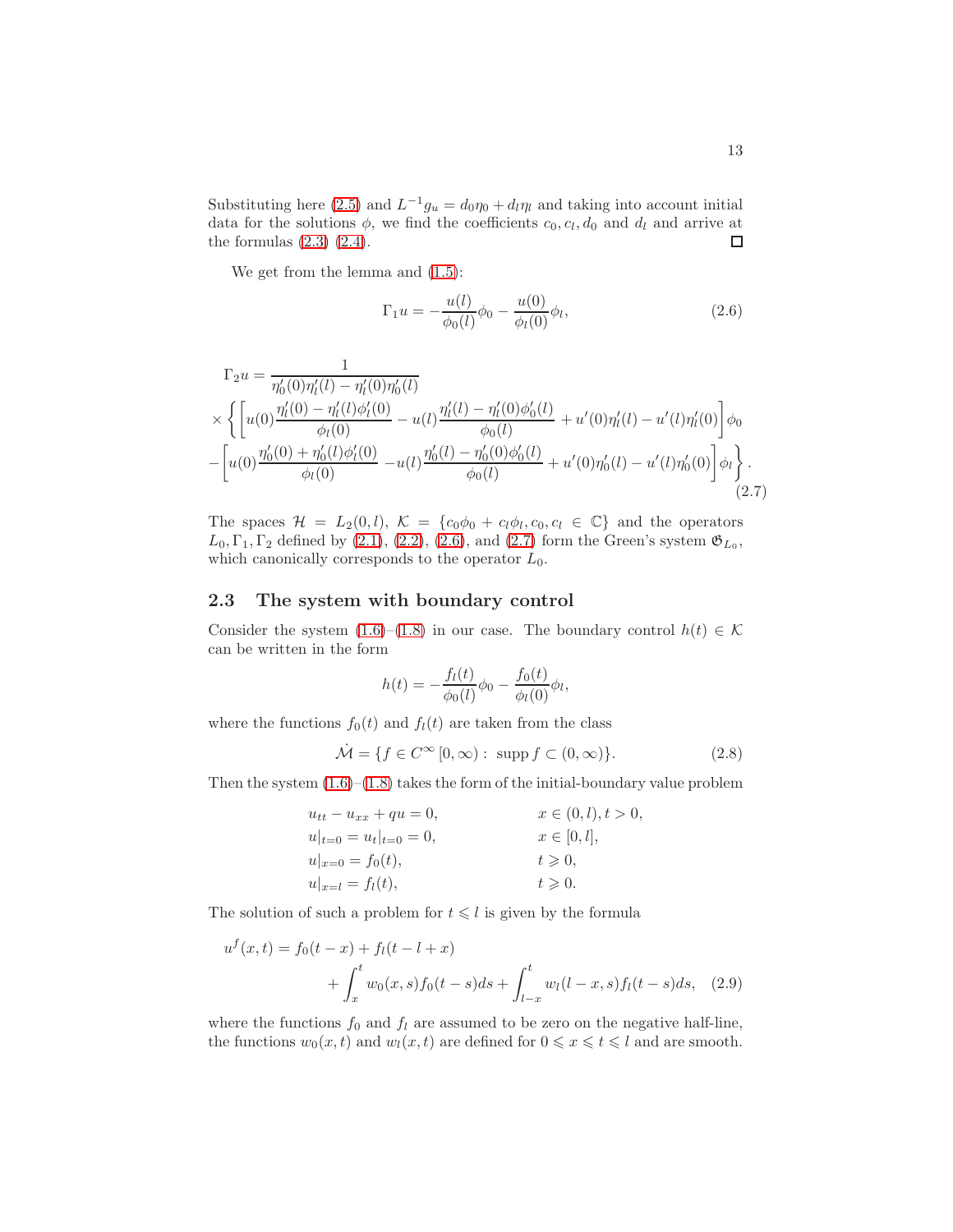Substituting here (2.5) and $L^{-1}g_u = d_0\eta_0 + d_l\eta_l$ and taking into account initial data for the solutions $\phi$, we find the coefficients $c_0, c_l, d_0$ and $d_l$ and arrive at the formulas (2.3) (2.4). □

We get from the lemma and (1.5):

$$\Gamma_1 u = -\frac{u(l)}{\phi_0(l)}\phi_0 - \frac{u(0)}{\phi_l(0)}\phi_l, \tag{2.6}$$

$$\begin{aligned}
\Gamma_2 u &= \frac{1}{\eta_0'(0)\eta_l'(l) - \eta_l'(0)\eta_0'(l)} \\
&\times \Bigg\{ \left[ u(0)\frac{\eta_l'(0) - \eta_l'(l)\phi_l'(0)}{\phi_l(0)} - u(l)\frac{\eta_l'(l) - \eta_l'(0)\phi_0'(l)}{\phi_0(l)} + u'(0)\eta_l'(l) - u'(l)\eta_l'(0) \right]\phi_0 \\
&- \left[ u(0)\frac{\eta_0'(0) + \eta_0'(l)\phi_l'(0)}{\phi_l(0)} - u(l)\frac{\eta_0'(l) - \eta_0'(0)\phi_0'(l)}{\phi_0(l)} + u'(0)\eta_0'(l) - u'(l)\eta_0'(0) \right]\phi_l \Bigg\}.
\end{aligned} \tag{2.7}$$

The spaces $\mathcal{H} = L_2(0,l)$, $\mathcal{K} = \{c_0\phi_0 + c_l\phi_l, c_0, c_l \in \mathbb{C}\}$ and the operators $L_0, \Gamma_1, \Gamma_2$ defined by (2.1), (2.2), (2.6), and (2.7) form the Green's system $\mathfrak{G}_{L_0}$, which canonically corresponds to the operator $L_0$.

## 2.3 The system with boundary control

Consider the system (1.6)–(1.8) in our case. The boundary control $h(t) \in \mathcal{K}$ can be written in the form

$$h(t) = -\frac{f_l(t)}{\phi_0(l)}\phi_0 - \frac{f_0(t)}{\phi_l(0)}\phi_l,$$

where the functions $f_0(t)$ and $f_l(t)$ are taken from the class

$$\dot{\mathcal{M}} = \{f \in C^\infty[0,\infty) : \operatorname{supp} f \subset (0,\infty)\}. \tag{2.8}$$

Then the system (1.6)–(1.8) takes the form of the initial-boundary value problem

$$\begin{aligned}
&u_{tt} - u_{xx} + qu = 0, && x \in (0,l), t > 0, \\
&u|_{t=0} = u_t|_{t=0} = 0, && x \in [0,l], \\
&u|_{x=0} = f_0(t), && t \geqslant 0, \\
&u|_{x=l} = f_l(t), && t \geqslant 0.
\end{aligned}$$

The solution of such a problem for $t \leqslant l$ is given by the formula

$$\begin{aligned}
u^f(x,t) &= f_0(t-x) + f_l(t-l+x) \\
&+ \int_x^t w_0(x,s) f_0(t-s)\,ds + \int_{l-x}^t w_l(l-x,s) f_l(t-s)\,ds,
\end{aligned} \tag{2.9}$$

where the functions $f_0$ and $f_l$ are assumed to be zero on the negative half-line, the functions $w_0(x,t)$ and $w_l(x,t)$ are defined for $0 \leqslant x \leqslant t \leqslant l$ and are smooth.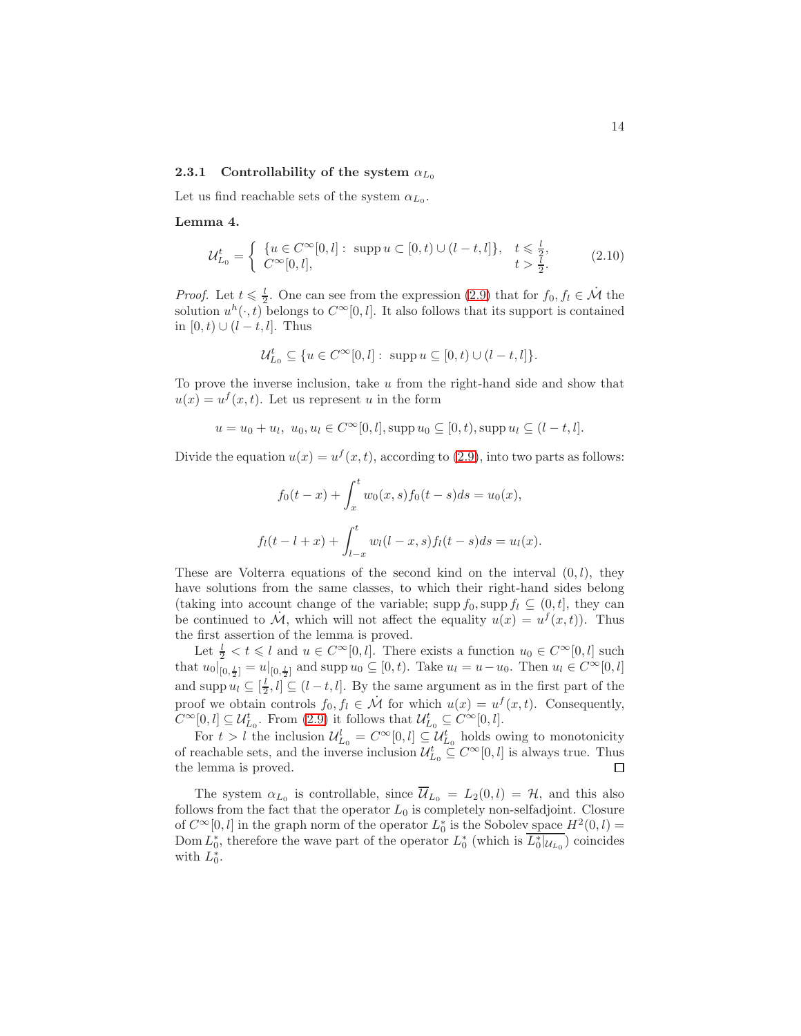### 2.3.1 Controllability of the system $\alpha_{L_0}$

Let us find reachable sets of the system $\alpha_{L_0}$.

**Lemma 4.**

$$
\mathcal{U}^t_{L_0} = \begin{cases} \{u \in C^\infty[0,l] : \ \operatorname{supp} u \subset [0,t) \cup (l-t,l]\}, & t \leqslant \frac{l}{2}, \\ C^\infty[0,l], & t > \frac{l}{2}. \end{cases} \tag{2.10}
$$

*Proof.* Let $t \leqslant \frac{l}{2}$. One can see from the expression (2.9) that for $f_0, f_l \in \dot{\mathcal{M}}$ the solution $u^h(\cdot,t)$ belongs to $C^\infty[0,l]$. It also follows that its support is contained in $[0,t) \cup (l-t,l]$. Thus

$$
\mathcal{U}^t_{L_0} \subseteq \{u \in C^\infty[0,l] : \ \operatorname{supp} u \subseteq [0,t) \cup (l-t,l]\}.
$$

To prove the inverse inclusion, take $u$ from the right-hand side and show that $u(x) = u^f(x,t)$. Let us represent $u$ in the form

$$
u = u_0 + u_l, \ u_0, u_l \in C^\infty[0,l], \operatorname{supp} u_0 \subseteq [0,t), \operatorname{supp} u_l \subseteq (l-t,l].
$$

Divide the equation $u(x) = u^f(x,t)$, according to (2.9), into two parts as follows:

$$
f_0(t-x) + \int_x^t w_0(x,s) f_0(t-s) ds = u_0(x),
$$

$$
f_l(t-l+x) + \int_{l-x}^t w_l(l-x,s) f_l(t-s) ds = u_l(x).
$$

These are Volterra equations of the second kind on the interval $(0,l)$, they have solutions from the same classes, to which their right-hand sides belong (taking into account change of the variable; $\operatorname{supp} f_0, \operatorname{supp} f_l \subseteq (0,t]$, they can be continued to $\dot{\mathcal{M}}$, which will not affect the equality $u(x) = u^f(x,t)$). Thus the first assertion of the lemma is proved.

Let $\frac{l}{2} < t \leqslant l$ and $u \in C^\infty[0,l]$. There exists a function $u_0 \in C^\infty[0,l]$ such that $u_0|_{[0,\frac{l}{2}]} = u|_{[0,\frac{l}{2}]}$ and $\operatorname{supp} u_0 \subseteq [0,t)$. Take $u_l = u - u_0$. Then $u_l \in C^\infty[0,l]$ and $\operatorname{supp} u_l \subseteq [\frac{l}{2}, l] \subseteq (l-t,l]$. By the same argument as in the first part of the proof we obtain controls $f_0, f_l \in \dot{\mathcal{M}}$ for which $u(x) = u^f(x,t)$. Consequently, $C^\infty[0,l] \subseteq \mathcal{U}^t_{L_0}$. From (2.9) it follows that $\mathcal{U}^t_{L_0} \subseteq C^\infty[0,l]$.

For $t > l$ the inclusion $\mathcal{U}^l_{L_0} = C^\infty[0,l] \subseteq \mathcal{U}^t_{L_0}$ holds owing to monotonicity of reachable sets, and the inverse inclusion $\mathcal{U}^t_{L_0} \subseteq C^\infty[0,l]$ is always true. Thus the lemma is proved. ◻

The system $\alpha_{L_0}$ is controllable, since $\overline{\mathcal{U}}_{L_0} = L_2(0,l) = \mathcal{H}$, and this also follows from the fact that the operator $L_0$ is completely non-selfadjoint. Closure of $C^\infty[0,l]$ in the graph norm of the operator $L_0^*$ is the Sobolev space $H^2(0,l) = \operatorname{Dom} L_0^*$, therefore the wave part of the operator $L_0^*$ (which is $\overline{L_0^*|_{\mathcal{U}_{L_0}}}$) coincides with $L_0^*$.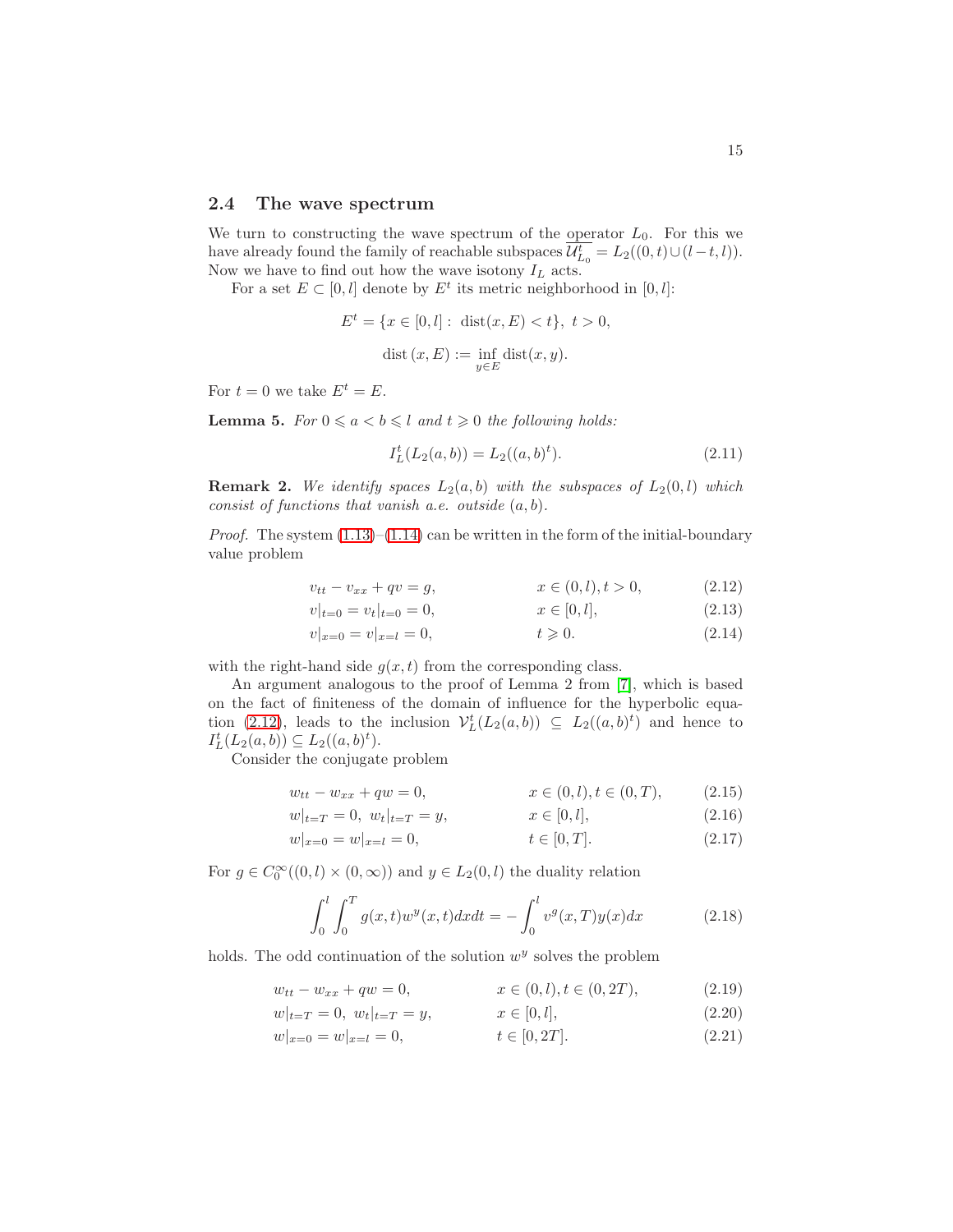## 2.4 The wave spectrum

We turn to constructing the wave spectrum of the operator $L_0$. For this we have already found the family of reachable subspaces $\overline{\mathcal{U}^t_{L_0}} = L_2((0,t)\cup(l-t,l))$. Now we have to find out how the wave isotony $I_L$ acts.

For a set $E \subset [0,l]$ denote by $E^t$ its metric neighborhood in $[0,l]$:

$$E^t = \{x \in [0,l] : \ \mathrm{dist}(x,E) < t\}, \ t > 0,$$

$$\mathrm{dist}\,(x,E) := \inf_{y\in E} \mathrm{dist}(x,y).$$

For $t = 0$ we take $E^t = E$.

**Lemma 5.** *For $0 \leqslant a < b \leqslant l$ and $t \geqslant 0$ the following holds:*

$$I^t_L(L_2(a,b)) = L_2((a,b)^t). \tag{2.11}$$

**Remark 2.** *We identify spaces $L_2(a,b)$ with the subspaces of $L_2(0,l)$ which consist of functions that vanish a.e. outside $(a,b)$.*

*Proof.* The system (1.13)–(1.14) can be written in the form of the initial-boundary value problem

$$v_{tt} - v_{xx} + qv = g, \qquad x \in (0,l), t > 0, \tag{2.12}$$

$$v|_{t=0} = v_t|_{t=0} = 0, \qquad x \in [0,l], \tag{2.13}$$

$$v|_{x=0} = v|_{x=l} = 0, \qquad t \geqslant 0. \tag{2.14}$$

with the right-hand side $g(x,t)$ from the corresponding class.

An argument analogous to the proof of Lemma 2 from [7], which is based on the fact of finiteness of the domain of influence for the hyperbolic equation (2.12), leads to the inclusion $\mathcal{V}^t_L(L_2(a,b)) \subseteq L_2((a,b)^t)$ and hence to $I^t_L(L_2(a,b)) \subseteq L_2((a,b)^t)$.

Consider the conjugate problem

$$w_{tt} - w_{xx} + qw = 0, \qquad x \in (0,l), t \in (0,T), \tag{2.15}$$

$$w|_{t=T} = 0, \ w_t|_{t=T} = y, \qquad x \in [0,l], \tag{2.16}$$

$$w|_{x=0} = w|_{x=l} = 0, \qquad t \in [0,T]. \tag{2.17}$$

For $g \in C_0^\infty((0,l)\times(0,\infty))$ and $y \in L_2(0,l)$ the duality relation

$$\int_0^l \int_0^T g(x,t) w^y(x,t)\,dx dt = -\int_0^l v^g(x,T) y(x) dx \tag{2.18}$$

holds. The odd continuation of the solution $w^y$ solves the problem

$$w_{tt} - w_{xx} + qw = 0, \qquad x \in (0,l), t \in (0,2T), \tag{2.19}$$

$$w|_{t=T} = 0, \ w_t|_{t=T} = y, \qquad x \in [0,l], \tag{2.20}$$

$$w|_{x=0} = w|_{x=l} = 0, \qquad t \in [0,2T]. \tag{2.21}$$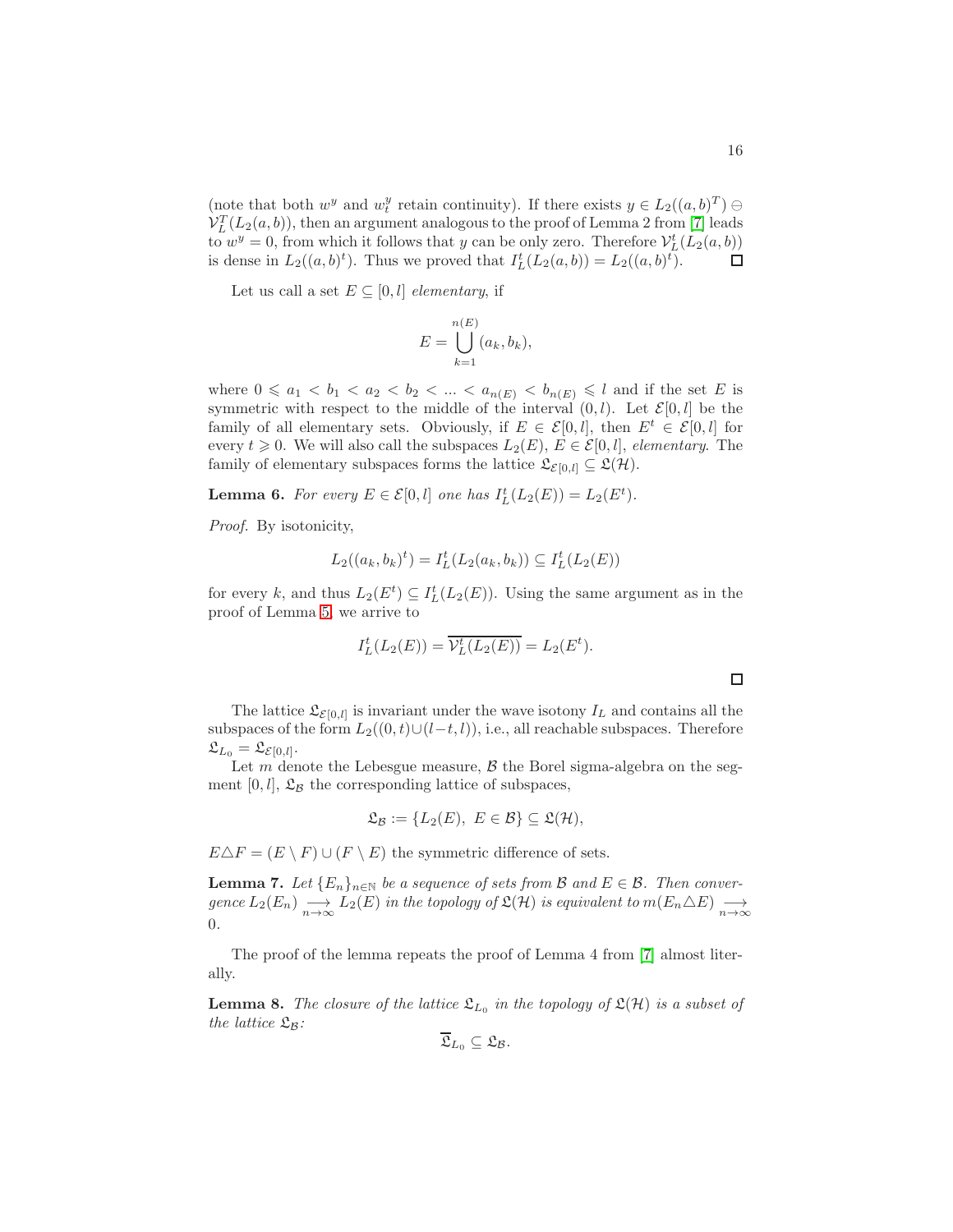(note that both $w^y$ and $w^y_t$ retain continuity). If there exists $y \in L_2((a,b)^T) \ominus \mathcal{V}^T_L(L_2(a,b))$, then an argument analogous to the proof of Lemma 2 from [7] leads to $w^y = 0$, from which it follows that $y$ can be only zero. Therefore $\mathcal{V}^t_L(L_2(a,b))$ is dense in $L_2((a,b)^t)$. Thus we proved that $I^t_L(L_2(a,b)) = L_2((a,b)^t)$. $\square$

Let us call a set $E \subseteq [0,l]$ *elementary*, if

$$E = \bigcup_{k=1}^{n(E)} (a_k, b_k),$$

where $0 \leqslant a_1 < b_1 < a_2 < b_2 < ... < a_{n(E)} < b_{n(E)} \leqslant l$ and if the set $E$ is symmetric with respect to the middle of the interval $(0,l)$. Let $\mathcal{E}[0,l]$ be the family of all elementary sets. Obviously, if $E \in \mathcal{E}[0,l]$, then $E^t \in \mathcal{E}[0,l]$ for every $t \geqslant 0$. We will also call the subspaces $L_2(E)$, $E \in \mathcal{E}[0,l]$, *elementary*. The family of elementary subspaces forms the lattice $\mathfrak{L}_{\mathcal{E}[0,l]} \subseteq \mathfrak{L}(\mathcal{H})$.

**Lemma 6.** *For every $E \in \mathcal{E}[0,l]$ one has $I^t_L(L_2(E)) = L_2(E^t)$.*

*Proof.* By isotonicity,

$$L_2((a_k,b_k)^t) = I^t_L(L_2(a_k,b_k)) \subseteq I^t_L(L_2(E))$$

for every $k$, and thus $L_2(E^t) \subseteq I^t_L(L_2(E))$. Using the same argument as in the proof of Lemma 5, we arrive to

$$I^t_L(L_2(E)) = \overline{\mathcal{V}^t_L(L_2(E))} = L_2(E^t).$$

$\square$

The lattice $\mathfrak{L}_{\mathcal{E}[0,l]}$ is invariant under the wave isotony $I_L$ and contains all the subspaces of the form $L_2((0,t)\cup(l-t,l))$, i.e., all reachable subspaces. Therefore $\mathfrak{L}_{L_0} = \mathfrak{L}_{\mathcal{E}[0,l]}$.

Let $m$ denote the Lebesgue measure, $\mathcal{B}$ the Borel sigma-algebra on the segment $[0,l]$, $\mathfrak{L}_{\mathcal{B}}$ the corresponding lattice of subspaces,

$$\mathfrak{L}_{\mathcal{B}} := \{L_2(E),\ E \in \mathcal{B}\} \subseteq \mathfrak{L}(\mathcal{H}),$$

$E \triangle F = (E \setminus F) \cup (F \setminus E)$ the symmetric difference of sets.

**Lemma 7.** *Let $\{E_n\}_{n\in\mathbb{N}}$ be a sequence of sets from $\mathcal{B}$ and $E \in \mathcal{B}$. Then convergence $L_2(E_n) \underset{n\to\infty}{\longrightarrow} L_2(E)$ in the topology of $\mathfrak{L}(\mathcal{H})$ is equivalent to $m(E_n \triangle E) \underset{n\to\infty}{\longrightarrow} 0$.*

The proof of the lemma repeats the proof of Lemma 4 from [7] almost literally.

**Lemma 8.** *The closure of the lattice $\mathfrak{L}_{L_0}$ in the topology of $\mathfrak{L}(\mathcal{H})$ is a subset of the lattice $\mathfrak{L}_{\mathcal{B}}$:*

$$\overline{\mathfrak{L}}_{L_0} \subseteq \mathfrak{L}_{\mathcal{B}}.$$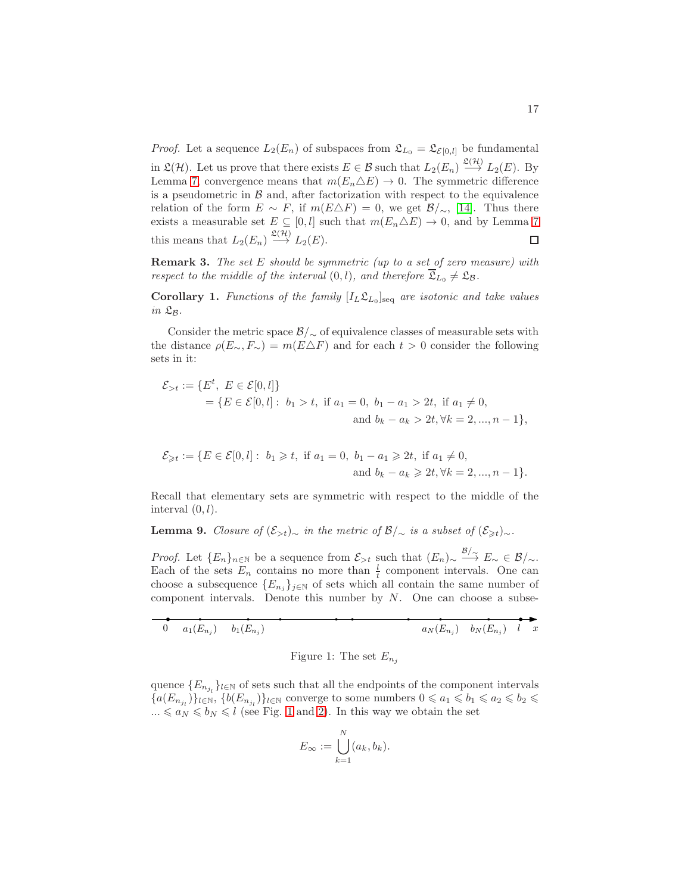*Proof.* Let a sequence $L_2(E_n)$ of subspaces from $\mathfrak{L}_{L_0} = \mathfrak{L}_{\mathcal{E}[0,l]}$ be fundamental in $\mathfrak{L}(\mathcal{H})$. Let us prove that there exists $E \in \mathcal{B}$ such that $L_2(E_n) \overset{\mathfrak{L}(\mathcal{H})}{\longrightarrow} L_2(E)$. By Lemma 7 convergence means that $m(E_n \triangle E) \to 0$. The symmetric difference is a pseudometric in $\mathcal{B}$ and, after factorization with respect to the equivalence relation of the form $E \sim F$, if $m(E \triangle F) = 0$, we get $\mathcal{B}/_\sim$, [14]. Thus there exists a measurable set $E \subseteq [0,l]$ such that $m(E_n \triangle E) \to 0$, and by Lemma 7 this means that $L_2(E_n) \overset{\mathfrak{L}(\mathcal{H})}{\longrightarrow} L_2(E)$. □

**Remark 3.** *The set $E$ should be symmetric (up to a set of zero measure) with respect to the middle of the interval $(0,l)$, and therefore $\overline{\mathfrak{L}}_{L_0} \neq \mathfrak{L}_{\mathcal{B}}$.*

**Corollary 1.** *Functions of the family $[I_L \mathfrak{L}_{L_0}]_{\text{seq}}$ are isotonic and take values in $\mathfrak{L}_{\mathcal{B}}$.*

Consider the metric space $\mathcal{B}/_\sim$ of equivalence classes of measurable sets with the distance $\rho(E_\sim, F_\sim) = m(E \triangle F)$ and for each $t > 0$ consider the following sets in it:

$$\begin{aligned}
\mathcal{E}_{>t} &:= \{E^t,\ E \in \mathcal{E}[0,l]\} \\
&= \{E \in \mathcal{E}[0,l] :\ b_1 > t,\ \text{if } a_1 = 0,\ b_1 - a_1 > 2t,\ \text{if } a_1 \neq 0, \\
&\qquad\qquad\qquad\qquad \text{and } b_k - a_k > 2t, \forall k = 2, ..., n-1\},
\end{aligned}$$

$$\begin{aligned}
\mathcal{E}_{\geqslant t} := \{E \in \mathcal{E}[0,l] :\ & b_1 \geqslant t,\ \text{if } a_1 = 0,\ b_1 - a_1 \geqslant 2t,\ \text{if } a_1 \neq 0, \\
& \text{and } b_k - a_k \geqslant 2t, \forall k = 2, ..., n-1\}.
\end{aligned}$$

Recall that elementary sets are symmetric with respect to the middle of the interval $(0,l)$.

**Lemma 9.** *Closure of $(\mathcal{E}_{>t})_\sim$ in the metric of $\mathcal{B}/_\sim$ is a subset of $(\mathcal{E}_{\geqslant t})_\sim$.*

*Proof.* Let $\{E_n\}_{n\in\mathbb{N}}$ be a sequence from $\mathcal{E}_{>t}$ such that $(E_n)_\sim \overset{\mathcal{B}/_\sim}{\longrightarrow} E_\sim \in \mathcal{B}/_\sim$. Each of the sets $E_n$ contains no more than $\frac{l}{t}$ component intervals. One can choose a subsequence $\{E_{n_j}\}_{j\in\mathbb{N}}$ of sets which all contain the same number of component intervals. Denote this number by $N$. One can choose a subsequence $\{E_{n_{j_l}}\}_{l\in\mathbb{N}}$ of sets such that all the endpoints of the component intervals $\{a(E_{n_{j_l}})\}_{l\in\mathbb{N}}$, $\{b(E_{n_{j_l}})\}_{l\in\mathbb{N}}$ converge to some numbers $0 \leqslant a_1 \leqslant b_1 \leqslant a_2 \leqslant b_2 \leqslant \dots \leqslant a_N \leqslant b_N \leqslant l$ (see Fig. 1 and 2). In this way we obtain the set

$0 \quad a_1(E_{n_j}) \quad b_1(E_{n_j}) \quad \dots \quad a_N(E_{n_j}) \quad b_N(E_{n_j}) \quad l \quad x$

Figure 1: The set $E_{n_j}$

$$E_\infty := \bigcup_{k=1}^{N} (a_k, b_k).$$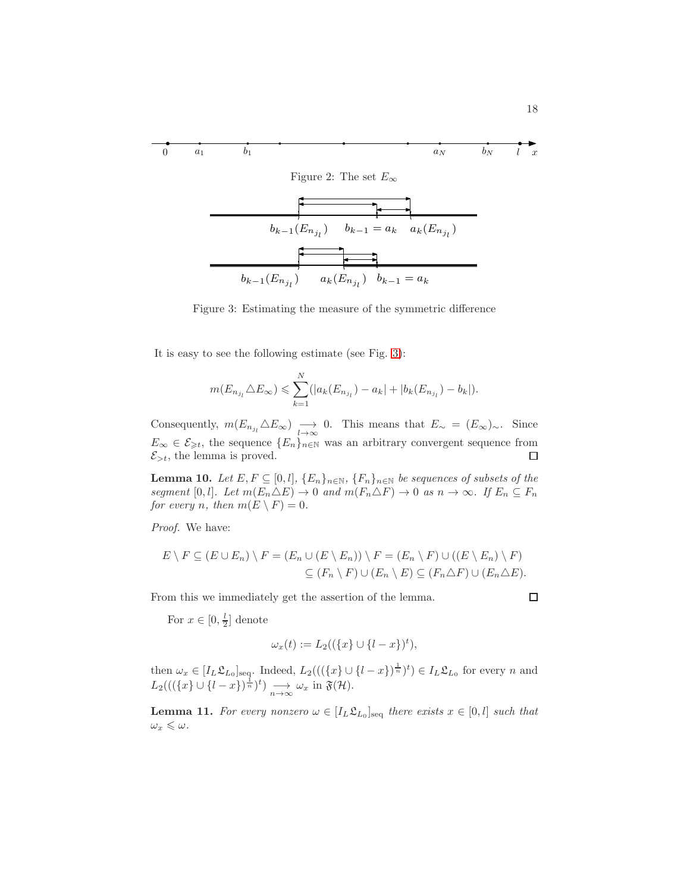Figure 2: The set $E_\infty$

Figure 3: Estimating the measure of the symmetric difference

It is easy to see the following estimate (see Fig. 3):

$$m(E_{n_{j_l}} \triangle E_\infty) \leqslant \sum_{k=1}^{N} (|a_k(E_{n_{j_l}}) - a_k| + |b_k(E_{n_{j_l}}) - b_k|).$$

Consequently, $m(E_{n_{j_l}} \triangle E_\infty) \underset{l\to\infty}{\longrightarrow} 0$. This means that $E_\sim = (E_\infty)_\sim$. Since $E_\infty \in \mathcal{E}_{\geqslant t}$, the sequence $\{E_n\}_{n\in\mathbb{N}}$ was an arbitrary convergent sequence from $\mathcal{E}_{>t}$, the lemma is proved. $\square$

**Lemma 10.** *Let $E, F \subseteq [0, l]$, $\{E_n\}_{n\in\mathbb{N}}$, $\{F_n\}_{n\in\mathbb{N}}$ be sequences of subsets of the segment $[0, l]$. Let $m(E_n \triangle E) \to 0$ and $m(F_n \triangle F) \to 0$ as $n \to \infty$. If $E_n \subseteq F_n$ for every $n$, then $m(E \setminus F) = 0$.*

*Proof.* We have:

$$\begin{aligned} E \setminus F \subseteq (E \cup E_n) \setminus F = (E_n \cup (E \setminus E_n)) \setminus F = (E_n \setminus F) \cup ((E \setminus E_n) \setminus F) \\ \subseteq (F_n \setminus F) \cup (E_n \setminus E) \subseteq (F_n \triangle F) \cup (E_n \triangle E). \end{aligned}$$

From this we immediately get the assertion of the lemma. $\square$

For $x \in [0, \frac{l}{2}]$ denote

$$\omega_x(t) := L_2((\{x\} \cup \{l - x\})^t),$$

then $\omega_x \in [I_L \mathfrak{L}_{L_0}]_{\text{seq}}$. Indeed, $L_2(((\{x\} \cup \{l - x\})^{\frac{1}{n}})^t) \in I_L \mathfrak{L}_{L_0}$ for every $n$ and $L_2(((\{x\} \cup \{l - x\})^{\frac{1}{n}})^t) \underset{n\to\infty}{\longrightarrow} \omega_x$ in $\mathfrak{F}(\mathcal{H})$.

**Lemma 11.** *For every nonzero $\omega \in [I_L \mathfrak{L}_{L_0}]_{\text{seq}}$ there exists $x \in [0, l]$ such that $\omega_x \leqslant \omega$.*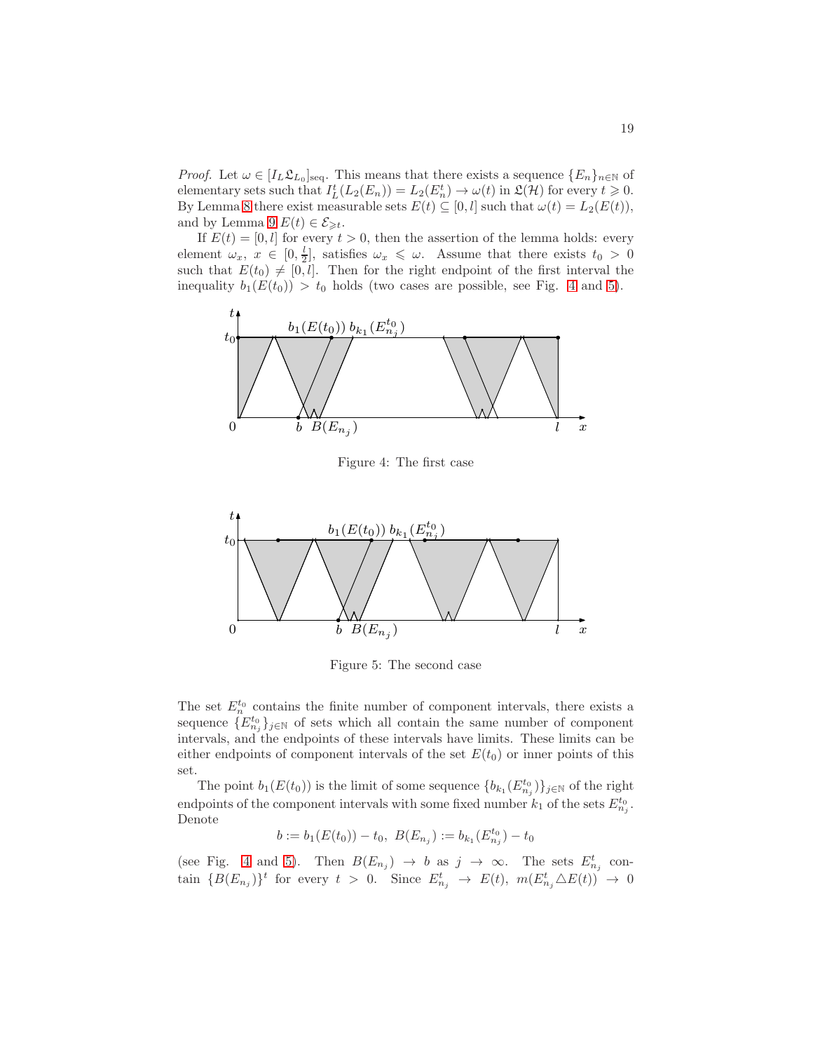*Proof.* Let $\omega \in [I_L \mathfrak{L}_{L_0}]_{\mathrm{seq}}$. This means that there exists a sequence $\{E_n\}_{n\in\mathbb{N}}$ of elementary sets such that $I_L^t(L_2(E_n)) = L_2(E_n^t) \to \omega(t)$ in $\mathfrak{L}(\mathcal{H})$ for every $t \geqslant 0$. By Lemma 8 there exist measurable sets $E(t) \subseteq [0,l]$ such that $\omega(t) = L_2(E(t))$, and by Lemma 9 $E(t) \in \mathcal{E}_{\geqslant t}$.

If $E(t) = [0,l]$ for every $t > 0$, then the assertion of the lemma holds: every element $\omega_x$, $x \in [0, \frac{l}{2}]$, satisfies $\omega_x \leqslant \omega$. Assume that there exists $t_0 > 0$ such that $E(t_0) \neq [0,l]$. Then for the right endpoint of the first interval the inequality $b_1(E(t_0)) > t_0$ holds (two cases are possible, see Fig. 4 and 5).

Figure 4: The first case

Figure 5: The second case

The set $E_n^{t_0}$ contains the finite number of component intervals, there exists a sequence $\{E_{n_j}^{t_0}\}_{j\in\mathbb{N}}$ of sets which all contain the same number of component intervals, and the endpoints of these intervals have limits. These limits can be either endpoints of component intervals of the set $E(t_0)$ or inner points of this set.

The point $b_1(E(t_0))$ is the limit of some sequence $\{b_{k_1}(E_{n_j}^{t_0})\}_{j\in\mathbb{N}}$ of the right endpoints of the component intervals with some fixed number $k_1$ of the sets $E_{n_j}^{t_0}$. Denote

$$b := b_1(E(t_0)) - t_0,\ B(E_{n_j}) := b_{k_1}(E_{n_j}^{t_0}) - t_0$$

(see Fig. 4 and 5). Then $B(E_{n_j}) \to b$ as $j \to \infty$. The sets $E_{n_j}^t$ contain $\{B(E_{n_j})\}^t$ for every $t > 0$. Since $E_{n_j}^t \to E(t)$, $m(E_{n_j}^t \triangle E(t)) \to 0$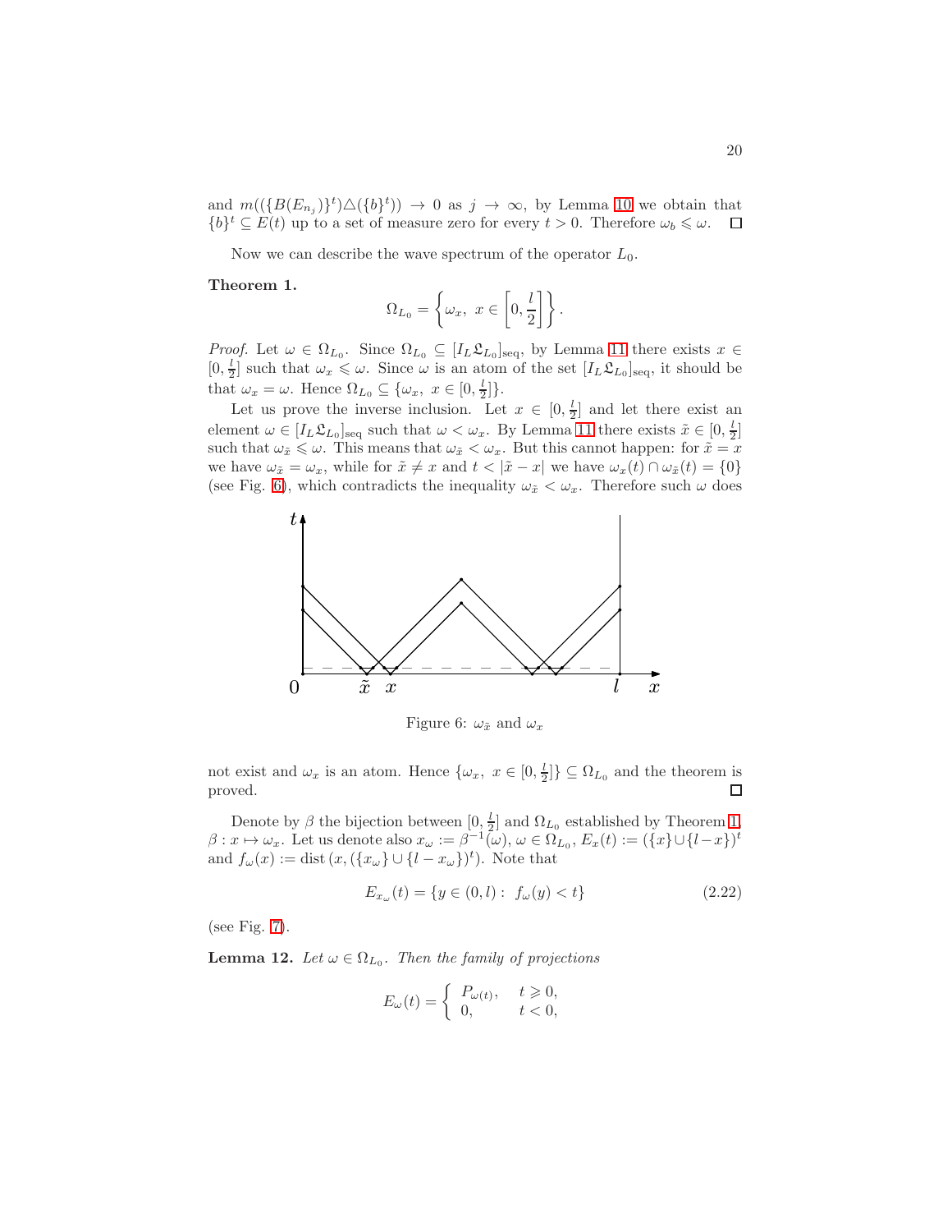and $m((\{B(E_{n_j})\}^t)\triangle(\{b\}^t)) \to 0$ as $j \to \infty$, by Lemma 10 we obtain that $\{b\}^t \subseteq E(t)$ up to a set of measure zero for every $t > 0$. Therefore $\omega_b \leqslant \omega$. $\square$

Now we can describe the wave spectrum of the operator $L_0$.

**Theorem 1.**

$$\Omega_{L_0} = \left\{\omega_x,\ x \in \left[0, \frac{l}{2}\right]\right\}.$$

*Proof.* Let $\omega \in \Omega_{L_0}$. Since $\Omega_{L_0} \subseteq [I_L \mathfrak{L}_{L_0}]_{\rm seq}$, by Lemma 11 there exists $x \in [0, \frac{l}{2}]$ such that $\omega_x \leqslant \omega$. Since $\omega$ is an atom of the set $[I_L \mathfrak{L}_{L_0}]_{\rm seq}$, it should be that $\omega_x = \omega$. Hence $\Omega_{L_0} \subseteq \{\omega_x,\ x \in [0, \frac{l}{2}]\}$.

Let us prove the inverse inclusion. Let $x \in [0, \frac{l}{2}]$ and let there exist an element $\omega \in [I_L \mathfrak{L}_{L_0}]_{\rm seq}$ such that $\omega < \omega_x$. By Lemma 11 there exists $\tilde{x} \in [0, \frac{l}{2}]$ such that $\omega_{\tilde{x}} \leqslant \omega$. This means that $\omega_{\tilde{x}} < \omega_x$. But this cannot happen: for $\tilde{x} = x$ we have $\omega_{\tilde{x}} = \omega_x$, while for $\tilde{x} \neq x$ and $t < |\tilde{x} - x|$ we have $\omega_x(t) \cap \omega_{\tilde{x}}(t) = \{0\}$ (see Fig. 6), which contradicts the inequality $\omega_{\tilde{x}} < \omega_x$. Therefore such $\omega$ does not exist and $\omega_x$ is an atom. Hence $\{\omega_x,\ x \in [0, \frac{l}{2}]\} \subseteq \Omega_{L_0}$ and the theorem is proved. $\square$

Figure 6: $\omega_{\tilde{x}}$ and $\omega_x$

Denote by $\beta$ the bijection between $[0, \frac{l}{2}]$ and $\Omega_{L_0}$ established by Theorem 1, $\beta : x \mapsto \omega_x$. Let us denote also $x_\omega := \beta^{-1}(\omega)$, $\omega \in \Omega_{L_0}$, $E_x(t) := (\{x\} \cup \{l - x\})^t$ and $f_\omega(x) := \operatorname{dist}(x, (\{x_\omega\} \cup \{l - x_\omega\})^t)$. Note that

$$E_{x_\omega}(t) = \{y \in (0, l) :\ f_\omega(y) < t\} \tag{2.22}$$

(see Fig. 7).

**Lemma 12.** *Let $\omega \in \Omega_{L_0}$. Then the family of projections*

$$E_\omega(t) = \begin{cases} P_{\omega(t)}, & t \geqslant 0, \\ 0, & t < 0, \end{cases}$$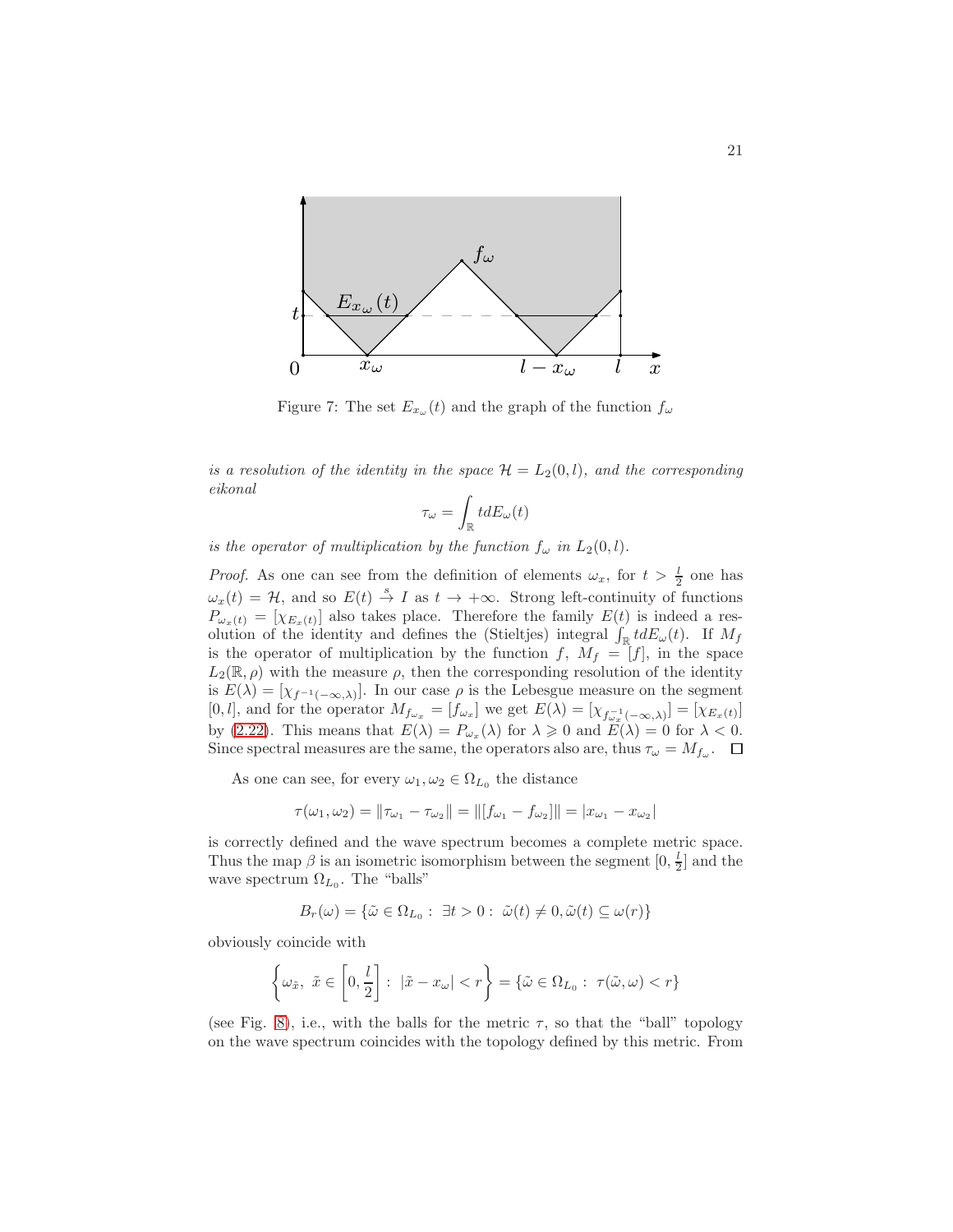Figure 7: The set $E_{x_\omega}(t)$ and the graph of the function $f_\omega$

*is a resolution of the identity in the space $\mathcal{H} = L_2(0,l)$, and the corresponding eikonal*

$$\tau_\omega = \int_{\mathbb{R}} t dE_\omega(t)$$

*is the operator of multiplication by the function $f_\omega$ in $L_2(0,l)$.*

*Proof.* As one can see from the definition of elements $\omega_x$, for $t > \frac{l}{2}$ one has $\omega_x(t) = \mathcal{H}$, and so $E(t) \xrightarrow{s} I$ as $t \to +\infty$. Strong left-continuity of functions $P_{\omega_x(t)} = [\chi_{E_x(t)}]$ also takes place. Therefore the family $E(t)$ is indeed a resolution of the identity and defines the (Stieltjes) integral $\int_{\mathbb{R}} t dE_\omega(t)$. If $M_f$ is the operator of multiplication by the function $f$, $M_f = [f]$, in the space $L_2(\mathbb{R}, \rho)$ with the measure $\rho$, then the corresponding resolution of the identity is $E(\lambda) = [\chi_{f^{-1}(-\infty,\lambda)}]$. In our case $\rho$ is the Lebesgue measure on the segment $[0,l]$, and for the operator $M_{f_{\omega_x}} = [f_{\omega_x}]$ we get $E(\lambda) = [\chi_{f^{-1}_{\omega_x}(-\infty,\lambda)}] = [\chi_{E_x(t)}]$ by (2.22). This means that $E(\lambda) = P_{\omega_x}(\lambda)$ for $\lambda \geqslant 0$ and $E(\lambda) = 0$ for $\lambda < 0$. Since spectral measures are the same, the operators also are, thus $\tau_\omega = M_{f_\omega}$. $\square$

As one can see, for every $\omega_1, \omega_2 \in \Omega_{L_0}$ the distance

$$\tau(\omega_1, \omega_2) = \|\tau_{\omega_1} - \tau_{\omega_2}\| = \|[f_{\omega_1} - f_{\omega_2}]\| = |x_{\omega_1} - x_{\omega_2}|$$

is correctly defined and the wave spectrum becomes a complete metric space. Thus the map $\beta$ is an isometric isomorphism between the segment $[0, \frac{l}{2}]$ and the wave spectrum $\Omega_{L_0}$. The "balls"

$$B_r(\omega) = \{\tilde{\omega} \in \Omega_{L_0} : \ \exists t > 0 : \ \tilde{\omega}(t) \neq 0, \tilde{\omega}(t) \subseteq \omega(r)\}$$

obviously coincide with

$$\left\{\omega_{\tilde{x}}, \ \tilde{x} \in \left[0, \frac{l}{2}\right] : \ |\tilde{x} - x_\omega| < r\right\} = \{\tilde{\omega} \in \Omega_{L_0} : \ \tau(\tilde{\omega}, \omega) < r\}$$

(see Fig. 8), i.e., with the balls for the metric $\tau$, so that the "ball" topology on the wave spectrum coincides with the topology defined by this metric. From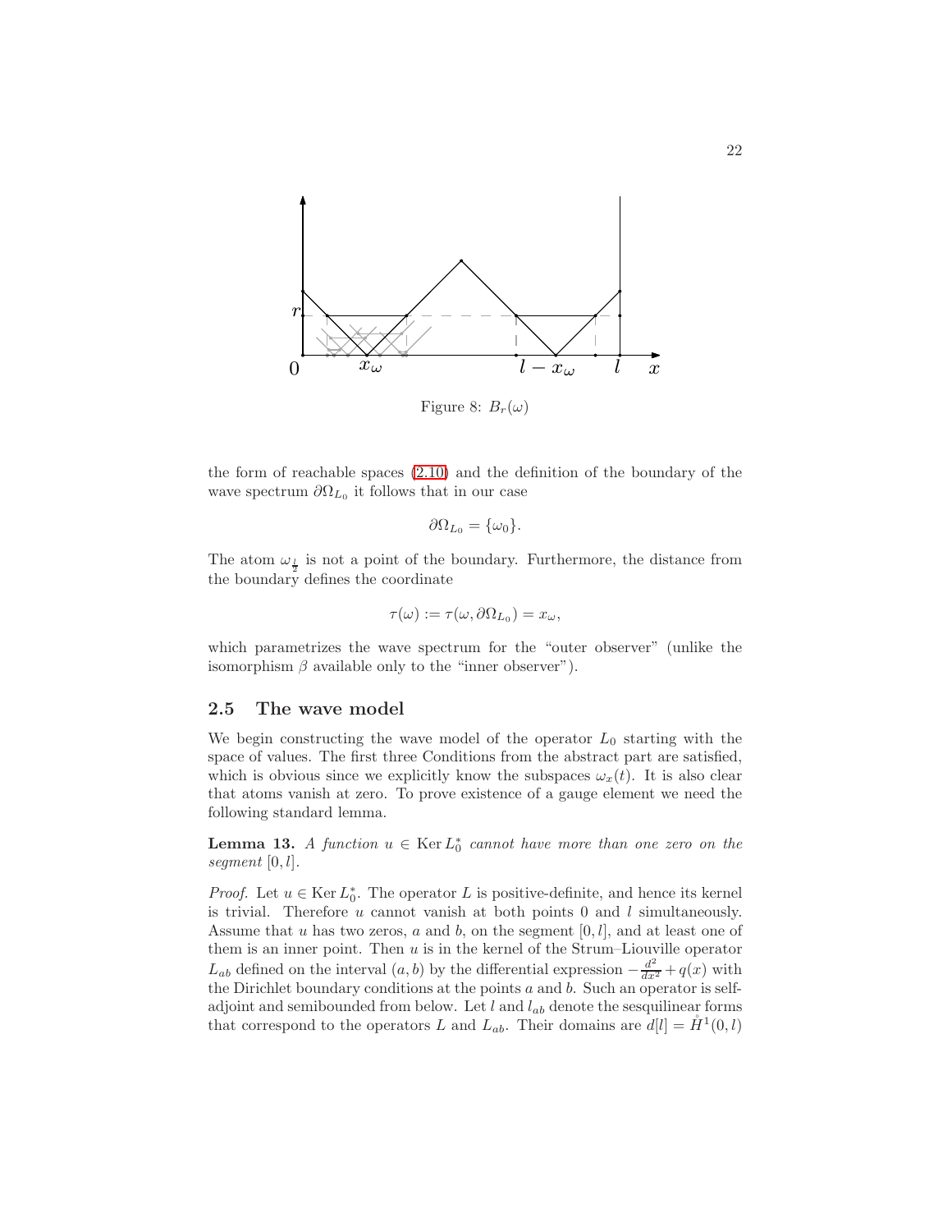Figure 8: $B_r(\omega)$

the form of reachable spaces (2.10) and the definition of the boundary of the wave spectrum $\partial\Omega_{L_0}$ it follows that in our case

$$\partial\Omega_{L_0} = \{\omega_0\}.$$

The atom $\omega_{\frac{l}{2}}$ is not a point of the boundary. Furthermore, the distance from the boundary defines the coordinate

$$\tau(\omega) := \tau(\omega, \partial\Omega_{L_0}) = x_\omega,$$

which parametrizes the wave spectrum for the "outer observer" (unlike the isomorphism $\beta$ available only to the "inner observer").

## 2.5 The wave model

We begin constructing the wave model of the operator $L_0$ starting with the space of values. The first three Conditions from the abstract part are satisfied, which is obvious since we explicitly know the subspaces $\omega_x(t)$. It is also clear that atoms vanish at zero. To prove existence of a gauge element we need the following standard lemma.

**Lemma 13.** *A function $u \in \operatorname{Ker} L_0^*$ cannot have more than one zero on the segment $[0, l]$.*

*Proof.* Let $u \in \operatorname{Ker} L_0^*$. The operator $L$ is positive-definite, and hence its kernel is trivial. Therefore $u$ cannot vanish at both points $0$ and $l$ simultaneously. Assume that $u$ has two zeros, $a$ and $b$, on the segment $[0, l]$, and at least one of them is an inner point. Then $u$ is in the kernel of the Strum–Liouville operator $L_{ab}$ defined on the interval $(a, b)$ by the differential expression $-\frac{d^2}{dx^2} + q(x)$ with the Dirichlet boundary conditions at the points $a$ and $b$. Such an operator is self-adjoint and semibounded from below. Let $l$ and $l_{ab}$ denote the sesquilinear forms that correspond to the operators $L$ and $L_{ab}$. Their domains are $d[l] = \mathring{H}^1(0, l)$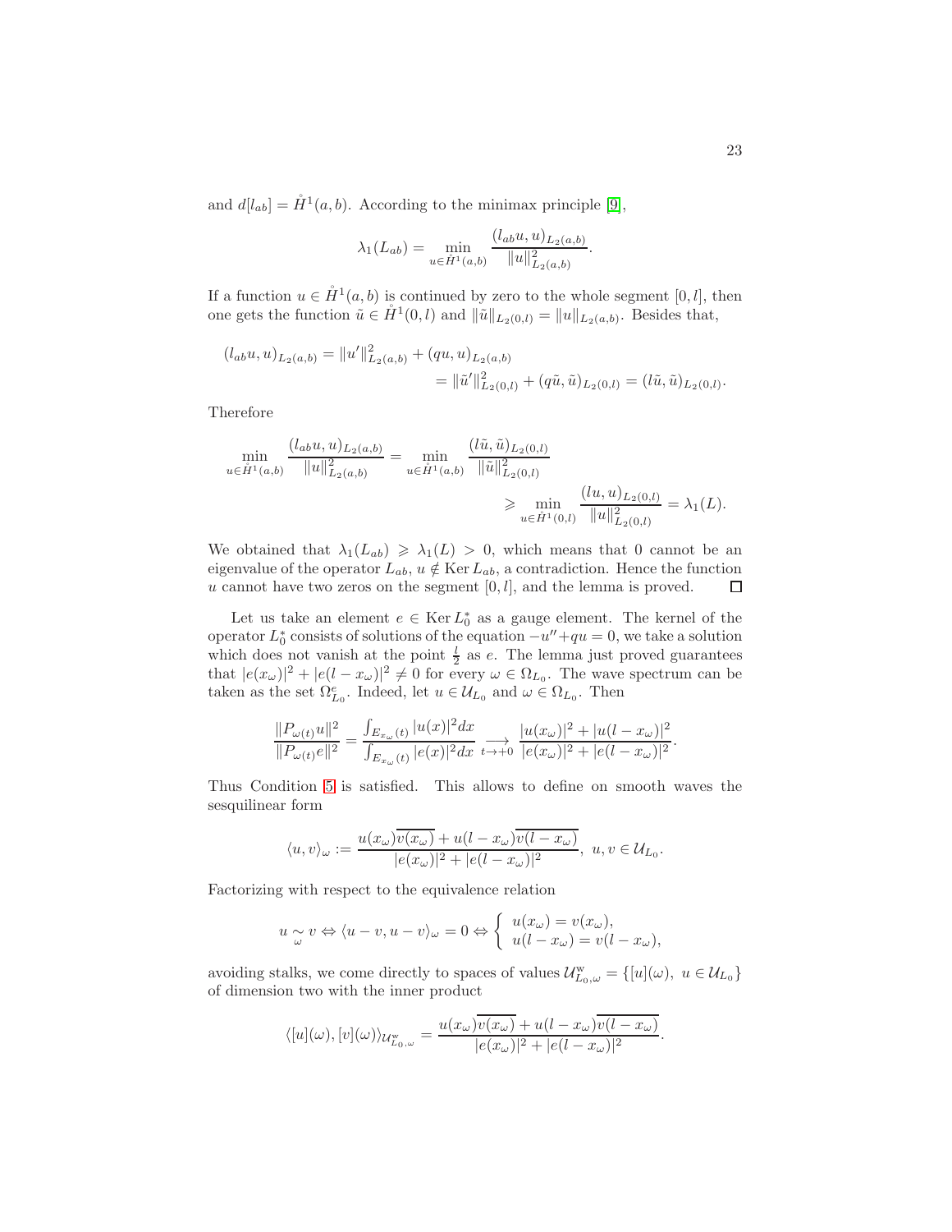and $d[l_{ab}] = \mathring{H}^1(a,b)$. According to the minimax principle [9],

$$\lambda_1(L_{ab}) = \min_{u \in \mathring{H}^1(a,b)} \frac{(l_{ab}u,u)_{L_2(a,b)}}{\|u\|^2_{L_2(a,b)}}.$$

If a function $u \in \mathring{H}^1(a,b)$ is continued by zero to the whole segment $[0,l]$, then one gets the function $\tilde{u} \in \mathring{H}^1(0,l)$ and $\|\tilde{u}\|_{L_2(0,l)} = \|u\|_{L_2(a,b)}$. Besides that,

$$\begin{aligned}(l_{ab}u,u)_{L_2(a,b)} &= \|u'\|^2_{L_2(a,b)} + (qu,u)_{L_2(a,b)} \\ &= \|\tilde{u}'\|^2_{L_2(0,l)} + (q\tilde{u},\tilde{u})_{L_2(0,l)} = (l\tilde{u},\tilde{u})_{L_2(0,l)}.\end{aligned}$$

Therefore

$$\begin{aligned}\min_{u \in \mathring{H}^1(a,b)} \frac{(l_{ab}u,u)_{L_2(a,b)}}{\|u\|^2_{L_2(a,b)}} &= \min_{u \in \mathring{H}^1(a,b)} \frac{(l\tilde{u},\tilde{u})_{L_2(0,l)}}{\|\tilde{u}\|^2_{L_2(0,l)}} \\ &\geqslant \min_{u \in \mathring{H}^1(0,l)} \frac{(lu,u)_{L_2(0,l)}}{\|u\|^2_{L_2(0,l)}} = \lambda_1(L).\end{aligned}$$

We obtained that $\lambda_1(L_{ab}) \geqslant \lambda_1(L) > 0$, which means that 0 cannot be an eigenvalue of the operator $L_{ab}$, $u \notin \operatorname{Ker} L_{ab}$, a contradiction. Hence the function $u$ cannot have two zeros on the segment $[0,l]$, and the lemma is proved. $\square$

Let us take an element $e \in \operatorname{Ker} L_0^*$ as a gauge element. The kernel of the operator $L_0^*$ consists of solutions of the equation $-u''+qu = 0$, we take a solution which does not vanish at the point $\frac{l}{2}$ as $e$. The lemma just proved guarantees that $|e(x_\omega)|^2 + |e(l-x_\omega)|^2 \neq 0$ for every $\omega \in \Omega_{L_0}$. The wave spectrum can be taken as the set $\Omega^e_{L_0}$. Indeed, let $u \in \mathcal{U}_{L_0}$ and $\omega \in \Omega_{L_0}$. Then

$$\frac{\|P_{\omega(t)}u\|^2}{\|P_{\omega(t)}e\|^2} = \frac{\int_{E_{x_\omega}(t)} |u(x)|^2 dx}{\int_{E_{x_\omega}(t)} |e(x)|^2 dx} \underset{t \to +0}{\longrightarrow} \frac{|u(x_\omega)|^2 + |u(l-x_\omega)|^2}{|e(x_\omega)|^2 + |e(l-x_\omega)|^2}.$$

Thus Condition 5 is satisfied. This allows to define on smooth waves the sesquilinear form

$$\langle u,v\rangle_\omega := \frac{u(x_\omega)\overline{v(x_\omega)} + u(l-x_\omega)\overline{v(l-x_\omega)}}{|e(x_\omega)|^2 + |e(l-x_\omega)|^2}, \; u,v \in \mathcal{U}_{L_0}.$$

Factorizing with respect to the equivalence relation

$$u \underset{\omega}{\sim} v \Leftrightarrow \langle u-v,u-v\rangle_\omega = 0 \Leftrightarrow \begin{cases} u(x_\omega) = v(x_\omega), \\ u(l-x_\omega) = v(l-x_\omega), \end{cases}$$

avoiding stalks, we come directly to spaces of values $\mathcal{U}^{\mathrm{w}}_{L_0,\omega} = \{[u](\omega),\; u \in \mathcal{U}_{L_0}\}$ of dimension two with the inner product

$$\langle [u](\omega),[v](\omega)\rangle_{\mathcal{U}^{\mathrm{w}}_{L_0,\omega}} = \frac{u(x_\omega)\overline{v(x_\omega)} + u(l-x_\omega)\overline{v(l-x_\omega)}}{|e(x_\omega)|^2 + |e(l-x_\omega)|^2}.$$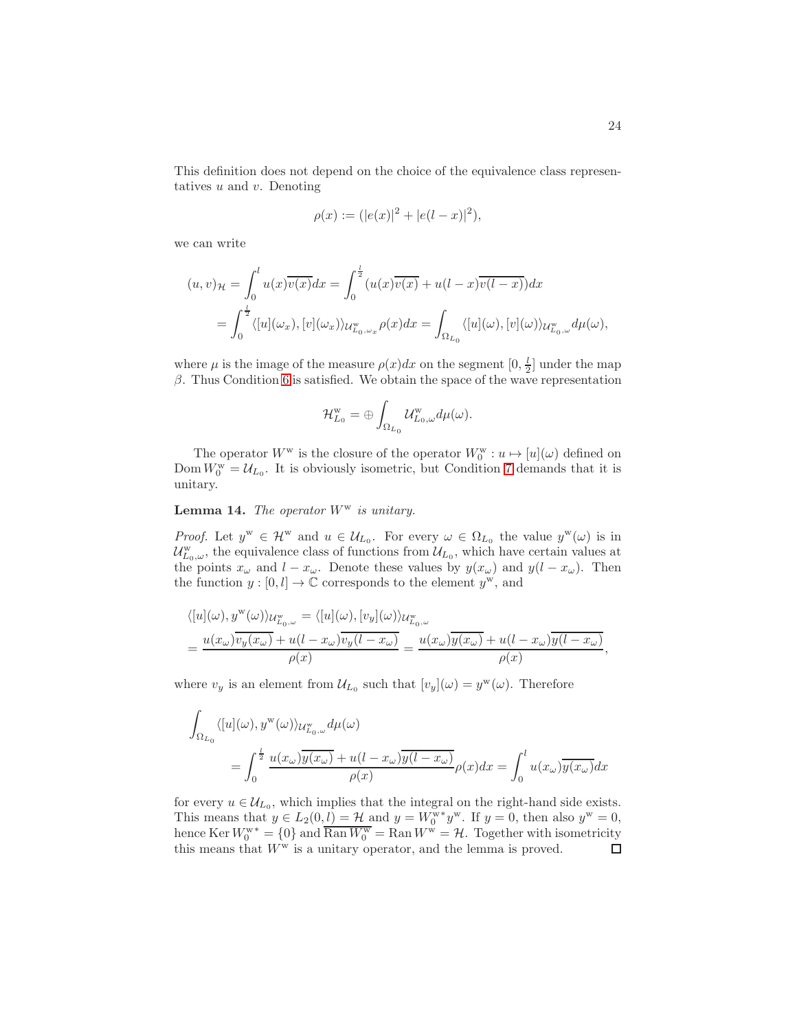This definition does not depend on the choice of the equivalence class representatives $u$ and $v$. Denoting

$$\rho(x) := (|e(x)|^2 + |e(l-x)|^2),$$

we can write

$$\begin{aligned}(u,v)_{\mathcal{H}} &= \int_0^l u(x)\overline{v(x)}dx = \int_0^{\frac{l}{2}} (u(x)\overline{v(x)} + u(l-x)\overline{v(l-x)})dx \\ &= \int_0^{\frac{l}{2}} \langle [u](\omega_x), [v](\omega_x)\rangle_{\mathcal{U}^{\mathrm{w}}_{L_0,\omega_x}} \rho(x)dx = \int_{\Omega_{L_0}} \langle [u](\omega), [v](\omega)\rangle_{\mathcal{U}^{\mathrm{w}}_{L_0,\omega}} d\mu(\omega),\end{aligned}$$

where $\mu$ is the image of the measure $\rho(x)dx$ on the segment $[0, \frac{l}{2}]$ under the map $\beta$. Thus Condition 6 is satisfied. We obtain the space of the wave representation

$$\mathcal{H}^{\mathrm{w}}_{L_0} = \oplus \int_{\Omega_{L_0}} \mathcal{U}^{\mathrm{w}}_{L_0,\omega} d\mu(\omega).$$

The operator $W^{\mathrm{w}}$ is the closure of the operator $W^{\mathrm{w}}_0 : u \mapsto [u](\omega)$ defined on $\operatorname{Dom} W^{\mathrm{w}}_0 = \mathcal{U}_{L_0}$. It is obviously isometric, but Condition 7 demands that it is unitary.

**Lemma 14.** *The operator $W^{\mathrm{w}}$ is unitary.*

*Proof.* Let $y^{\mathrm{w}} \in \mathcal{H}^{\mathrm{w}}$ and $u \in \mathcal{U}_{L_0}$. For every $\omega \in \Omega_{L_0}$ the value $y^{\mathrm{w}}(\omega)$ is in $\mathcal{U}^{\mathrm{w}}_{L_0,\omega}$, the equivalence class of functions from $\mathcal{U}_{L_0}$, which have certain values at the points $x_\omega$ and $l - x_\omega$. Denote these values by $y(x_\omega)$ and $y(l - x_\omega)$. Then the function $y : [0, l] \to \mathbb{C}$ corresponds to the element $y^{\mathrm{w}}$, and

$$\begin{aligned}&\langle [u](\omega), y^{\mathrm{w}}(\omega)\rangle_{\mathcal{U}^{\mathrm{w}}_{L_0,\omega}} = \langle [u](\omega), [v_y](\omega)\rangle_{\mathcal{U}^{\mathrm{w}}_{L_0,\omega}} \\ &= \frac{u(x_\omega)\overline{v_y(x_\omega)} + u(l-x_\omega)\overline{v_y(l-x_\omega)}}{\rho(x)} = \frac{u(x_\omega)\overline{y(x_\omega)} + u(l-x_\omega)\overline{y(l-x_\omega)}}{\rho(x)},\end{aligned}$$

where $v_y$ is an element from $\mathcal{U}_{L_0}$ such that $[v_y](\omega) = y^{\mathrm{w}}(\omega)$. Therefore

$$\begin{aligned}&\int_{\Omega_{L_0}} \langle [u](\omega), y^{\mathrm{w}}(\omega)\rangle_{\mathcal{U}^{\mathrm{w}}_{L_0,\omega}} d\mu(\omega) \\ &\qquad = \int_0^{\frac{l}{2}} \frac{u(x_\omega)\overline{y(x_\omega)} + u(l-x_\omega)\overline{y(l-x_\omega)}}{\rho(x)} \rho(x)dx = \int_0^l u(x_\omega)\overline{y(x_\omega)}dx\end{aligned}$$

for every $u \in \mathcal{U}_{L_0}$, which implies that the integral on the right-hand side exists. This means that $y \in L_2(0, l) = \mathcal{H}$ and $y = W^{\mathrm{w}*}_0 y^{\mathrm{w}}$. If $y = 0$, then also $y^{\mathrm{w}} = 0$, hence $\operatorname{Ker} W^{\mathrm{w}*}_0 = \{0\}$ and $\overline{\operatorname{Ran} W^{\mathrm{w}}_0} = \operatorname{Ran} W^{\mathrm{w}} = \mathcal{H}$. Together with isometricity this means that $W^{\mathrm{w}}$ is a unitary operator, and the lemma is proved. $\square$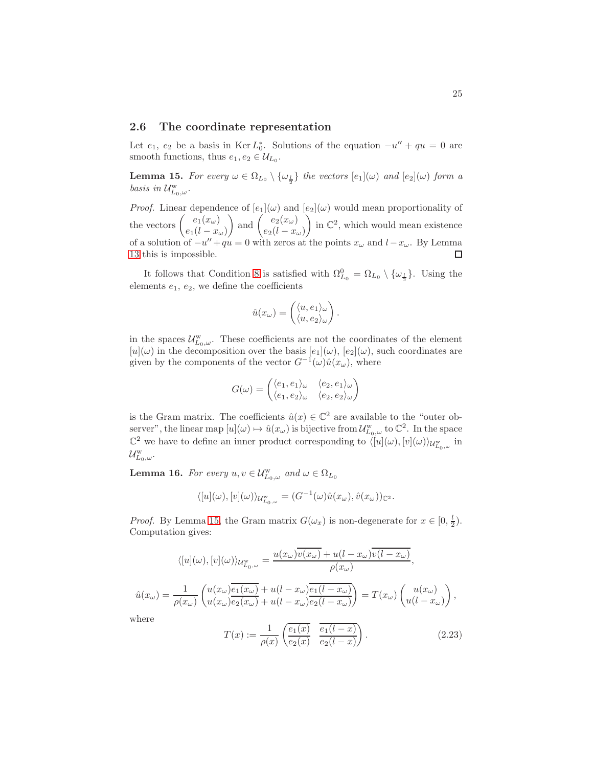## 2.6 The coordinate representation

Let $e_1$, $e_2$ be a basis in $\operatorname{Ker} L_0^*$. Solutions of the equation $-u'' + qu = 0$ are smooth functions, thus $e_1, e_2 \in \mathcal{U}_{L_0}$.

**Lemma 15.** *For every $\omega \in \Omega_{L_0} \setminus \{\omega_{\frac{l}{2}}\}$ the vectors $[e_1](\omega)$ and $[e_2](\omega)$ form a basis in $\mathcal{U}^{\mathrm{w}}_{L_0,\omega}$.*

*Proof.* Linear dependence of $[e_1](\omega)$ and $[e_2](\omega)$ would mean proportionality of the vectors $\begin{pmatrix} e_1(x_\omega) \\ e_1(l-x_\omega) \end{pmatrix}$ and $\begin{pmatrix} e_2(x_\omega) \\ e_2(l-x_\omega) \end{pmatrix}$ in $\mathbb{C}^2$, which would mean existence of a solution of $-u''+qu=0$ with zeros at the points $x_\omega$ and $l-x_\omega$. By Lemma 13 this is impossible. $\square$

It follows that Condition 8 is satisfied with $\Omega^0_{L_0} = \Omega_{L_0} \setminus \{\omega_{\frac{l}{2}}\}$. Using the elements $e_1$, $e_2$, we define the coefficients

$$\hat{u}(x_\omega) = \begin{pmatrix} \langle u, e_1 \rangle_\omega \\ \langle u, e_2 \rangle_\omega \end{pmatrix}.$$

in the spaces $\mathcal{U}^{\mathrm{w}}_{L_0,\omega}$. These coefficients are not the coordinates of the element $[u](\omega)$ in the decomposition over the basis $[e_1](\omega)$, $[e_2](\omega)$, such coordinates are given by the components of the vector $G^{-1}(\omega)\hat{u}(x_\omega)$, where

$$G(\omega) = \begin{pmatrix} \langle e_1, e_1 \rangle_\omega & \langle e_2, e_1 \rangle_\omega \\ \langle e_1, e_2 \rangle_\omega & \langle e_2, e_2 \rangle_\omega \end{pmatrix}$$

is the Gram matrix. The coefficients $\hat{u}(x) \in \mathbb{C}^2$ are available to the "outer observer", the linear map $[u](\omega) \mapsto \hat{u}(x_\omega)$ is bijective from $\mathcal{U}^{\mathrm{w}}_{L_0,\omega}$ to $\mathbb{C}^2$. In the space $\mathbb{C}^2$ we have to define an inner product corresponding to $\langle [u](\omega), [v](\omega) \rangle_{\mathcal{U}^{\mathrm{w}}_{L_0,\omega}}$ in $\mathcal{U}^{\mathrm{w}}_{L_0,\omega}$.

**Lemma 16.** *For every $u, v \in \mathcal{U}^{\mathrm{w}}_{L_0,\omega}$ and $\omega \in \Omega_{L_0}$*

$$\langle [u](\omega), [v](\omega) \rangle_{\mathcal{U}^{\mathrm{w}}_{L_0,\omega}} = (G^{-1}(\omega)\hat{u}(x_\omega), \hat{v}(x_\omega))_{\mathbb{C}^2}.$$

*Proof.* By Lemma 15, the Gram matrix $G(\omega_x)$ is non-degenerate for $x \in [0, \frac{l}{2})$. Computation gives:

$$\langle [u](\omega), [v](\omega) \rangle_{\mathcal{U}^{\mathrm{w}}_{L_0,\omega}} = \frac{u(x_\omega)\overline{v(x_\omega)} + u(l-x_\omega)\overline{v(l-x_\omega)}}{\rho(x_\omega)},$$

$$\hat{u}(x_\omega) = \frac{1}{\rho(x_\omega)} \begin{pmatrix} u(x_\omega)\overline{e_1(x_\omega)} + u(l-x_\omega)\overline{e_1(l-x_\omega)} \\ u(x_\omega)\overline{e_2(x_\omega)} + u(l-x_\omega)\overline{e_2(l-x_\omega)} \end{pmatrix} = T(x_\omega) \begin{pmatrix} u(x_\omega) \\ u(l-x_\omega) \end{pmatrix},$$

where

$$T(x) := \frac{1}{\rho(x)} \begin{pmatrix} \overline{e_1(x)} & \overline{e_1(l-x)} \\ \overline{e_2(x)} & \overline{e_2(l-x)} \end{pmatrix}. \tag{2.23}$$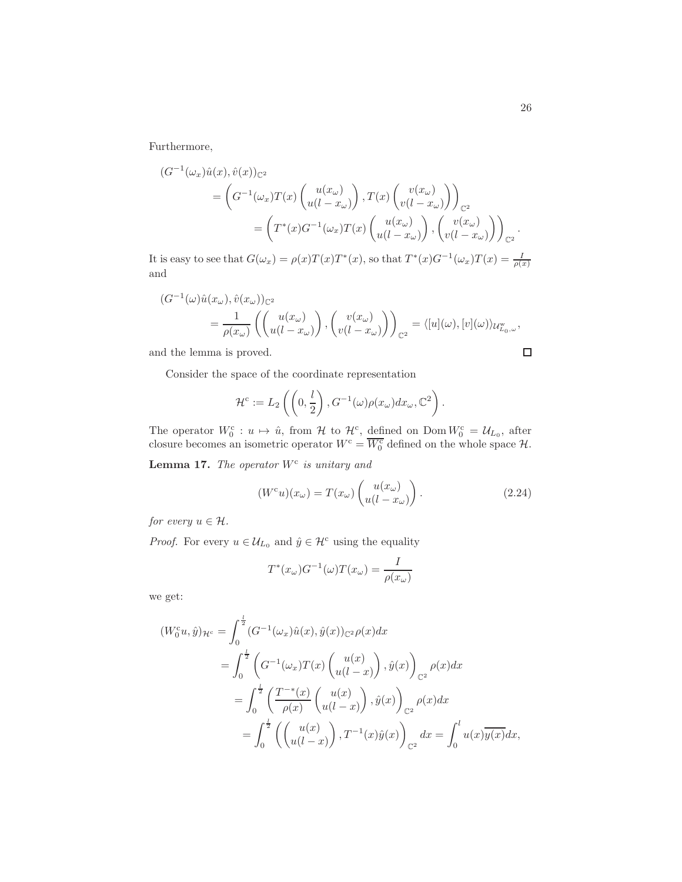Furthermore,

$$
\begin{aligned}
&(G^{-1}(\omega_x)\hat{u}(x), \hat{v}(x))_{\mathbb{C}^2} \\
&\qquad = \left( G^{-1}(\omega_x) T(x) \begin{pmatrix} u(x_\omega) \\ u(l - x_\omega) \end{pmatrix}, T(x) \begin{pmatrix} v(x_\omega) \\ v(l - x_\omega) \end{pmatrix} \right)_{\mathbb{C}^2} \\
&\qquad\qquad = \left( T^*(x) G^{-1}(\omega_x) T(x) \begin{pmatrix} u(x_\omega) \\ u(l - x_\omega) \end{pmatrix}, \begin{pmatrix} v(x_\omega) \\ v(l - x_\omega) \end{pmatrix} \right)_{\mathbb{C}^2}.
\end{aligned}
$$

It is easy to see that $G(\omega_x) = \rho(x) T(x) T^*(x)$, so that $T^*(x) G^{-1}(\omega_x) T(x) = \frac{I}{\rho(x)}$ and

$$
\begin{aligned}
&(G^{-1}(\omega)\hat{u}(x_\omega), \hat{v}(x_\omega))_{\mathbb{C}^2} \\
&\qquad = \frac{1}{\rho(x_\omega)} \left( \begin{pmatrix} u(x_\omega) \\ u(l - x_\omega) \end{pmatrix}, \begin{pmatrix} v(x_\omega) \\ v(l - x_\omega) \end{pmatrix} \right)_{\mathbb{C}^2} = \langle [u](\omega), [v](\omega) \rangle_{\mathcal{U}^w_{L_0,\omega}},
\end{aligned}
$$

and the lemma is proved. $\square$

Consider the space of the coordinate representation

$$
\mathcal{H}^{\mathrm{c}} := L_2 \left( \left( 0, \frac{l}{2} \right), G^{-1}(\omega) \rho(x_\omega) dx_\omega, \mathbb{C}^2 \right).
$$

The operator $W_0^{\mathrm{c}} : u \mapsto \hat{u}$, from $\mathcal{H}$ to $\mathcal{H}^{\mathrm{c}}$, defined on $\operatorname{Dom} W_0^{\mathrm{c}} = \mathcal{U}_{L_0}$, after closure becomes an isometric operator $W^{\mathrm{c}} = \overline{W_0^{\mathrm{c}}}$ defined on the whole space $\mathcal{H}$.

**Lemma 17.** *The operator $W^{\mathrm{c}}$ is unitary and*

$$
(W^{\mathrm{c}} u)(x_\omega) = T(x_\omega) \begin{pmatrix} u(x_\omega) \\ u(l - x_\omega) \end{pmatrix}. \tag{2.24}
$$

*for every $u \in \mathcal{H}$.*

*Proof.* For every $u \in \mathcal{U}_{L_0}$ and $\hat{y} \in \mathcal{H}^{\mathrm{c}}$ using the equality

$$
T^*(x_\omega) G^{-1}(\omega) T(x_\omega) = \frac{I}{\rho(x_\omega)}
$$

we get:

$$
\begin{aligned}
(W_0^{\mathrm{c}} u, \hat{y})_{\mathcal{H}^{\mathrm{c}}} &= \int_0^{\frac{l}{2}} (G^{-1}(\omega_x)\hat{u}(x), \hat{y}(x))_{\mathbb{C}^2} \rho(x) dx \\
&= \int_0^{\frac{l}{2}} \left( G^{-1}(\omega_x) T(x) \begin{pmatrix} u(x) \\ u(l - x) \end{pmatrix}, \hat{y}(x) \right)_{\mathbb{C}^2} \rho(x) dx \\
&= \int_0^{\frac{l}{2}} \left( \frac{T^{-*}(x)}{\rho(x)} \begin{pmatrix} u(x) \\ u(l - x) \end{pmatrix}, \hat{y}(x) \right)_{\mathbb{C}^2} \rho(x) dx \\
&= \int_0^{\frac{l}{2}} \left( \begin{pmatrix} u(x) \\ u(l - x) \end{pmatrix}, T^{-1}(x) \hat{y}(x) \right)_{\mathbb{C}^2} dx = \int_0^l u(x) \overline{y(x)} dx,
\end{aligned}
$$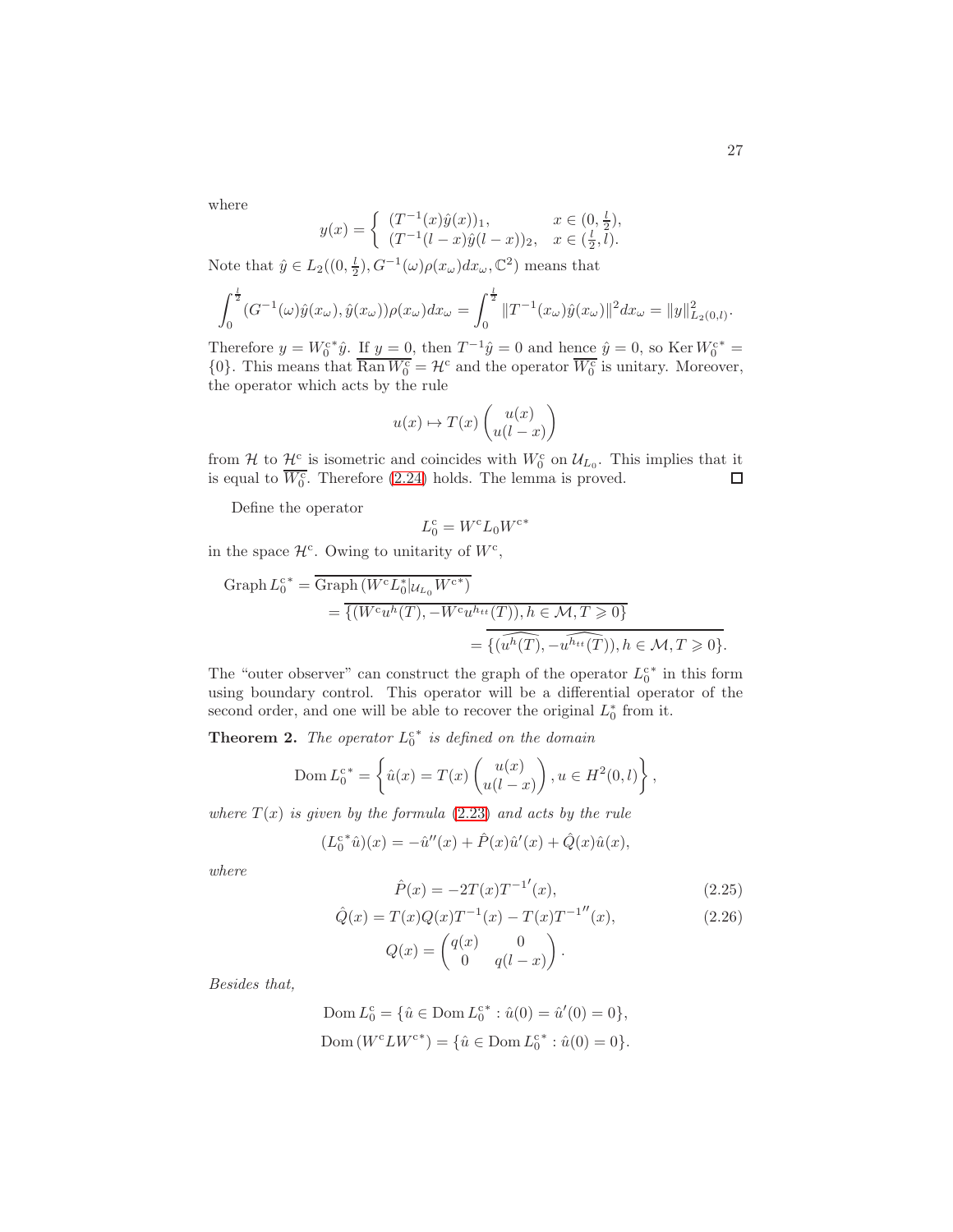where

$$y(x) = \begin{cases} (T^{-1}(x)\hat{y}(x))_1, & x \in (0, \frac{l}{2}), \\ (T^{-1}(l-x)\hat{y}(l-x))_2, & x \in (\frac{l}{2}, l). \end{cases}$$

Note that $\hat{y} \in L_2((0, \frac{l}{2}), G^{-1}(\omega)\rho(x_\omega)dx_\omega, \mathbb{C}^2)$ means that

$$\int_0^{\frac{l}{2}} (G^{-1}(\omega)\hat{y}(x_\omega), \hat{y}(x_\omega))\rho(x_\omega)dx_\omega = \int_0^{\frac{l}{2}} \|T^{-1}(x_\omega)\hat{y}(x_\omega)\|^2 dx_\omega = \|y\|^2_{L_2(0,l)}.$$

Therefore $y = W_0^{\mathrm{c}*}\hat{y}$. If $y = 0$, then $T^{-1}\hat{y} = 0$ and hence $\hat{y} = 0$, so $\operatorname{Ker} W_0^{\mathrm{c}*} = \{0\}$. This means that $\overline{\operatorname{Ran} W_0^{\mathrm{c}}} = \mathcal{H}^{\mathrm{c}}$ and the operator $\overline{W_0^{\mathrm{c}}}$ is unitary. Moreover, the operator which acts by the rule

$$u(x) \mapsto T(x)\begin{pmatrix} u(x) \\ u(l-x) \end{pmatrix}$$

from $\mathcal{H}$ to $\mathcal{H}^{\mathrm{c}}$ is isometric and coincides with $W_0^{\mathrm{c}}$ on $\mathcal{U}_{L_0}$. This implies that it is equal to $\overline{W_0^{\mathrm{c}}}$. Therefore (2.24) holds. The lemma is proved. □

Define the operator

$$L_0^{\mathrm{c}} = W^{\mathrm{c}} L_0 W^{\mathrm{c}*}$$

in the space $\mathcal{H}^{\mathrm{c}}$. Owing to unitarity of $W^{\mathrm{c}}$,

$$\begin{aligned} \operatorname{Graph} L_0^{\mathrm{c}*} &= \overline{\operatorname{Graph}\,(W^{\mathrm{c}} L_0^*|_{\mathcal{U}_{L_0}} W^{\mathrm{c}*})} \\ &= \overline{\{(W^{\mathrm{c}} u^h(T), -W^{\mathrm{c}} u^{h_{tt}}(T)), h \in \mathcal{M}, T \geqslant 0\}} \\ &= \overline{\{(\widehat{u^h(T)}, -\widehat{u^{h_{tt}}(T)}), h \in \mathcal{M}, T \geqslant 0\}}. \end{aligned}$$

The "outer observer" can construct the graph of the operator $L_0^{\mathrm{c}*}$ in this form using boundary control. This operator will be a differential operator of the second order, and one will be able to recover the original $L_0^*$ from it.

**Theorem 2.** *The operator $L_0^{\mathrm{c}*}$ is defined on the domain*

$$\operatorname{Dom} L_0^{\mathrm{c}*} = \left\{ \hat{u}(x) = T(x)\begin{pmatrix} u(x) \\ u(l-x) \end{pmatrix}, u \in H^2(0,l) \right\},$$

*where $T(x)$ is given by the formula (2.23) and acts by the rule*

$$(L_0^{\mathrm{c}*}\hat{u})(x) = -\hat{u}''(x) + \hat{P}(x)\hat{u}'(x) + \hat{Q}(x)\hat{u}(x),$$

*where*

$$\hat{P}(x) = -2T(x){T^{-1}}'(x), \tag{2.25}$$

$$\hat{Q}(x) = T(x)Q(x)T^{-1}(x) - T(x){T^{-1}}''(x), \tag{2.26}$$

$$Q(x) = \begin{pmatrix} q(x) & 0 \\ 0 & q(l-x) \end{pmatrix}.$$

*Besides that,*

$$\operatorname{Dom} L_0^{\mathrm{c}} = \{\hat{u} \in \operatorname{Dom} L_0^{\mathrm{c}*} : \hat{u}(0) = \hat{u}'(0) = 0\},$$

$$\operatorname{Dom}\,(W^{\mathrm{c}} L W^{\mathrm{c}*}) = \{\hat{u} \in \operatorname{Dom} L_0^{\mathrm{c}*} : \hat{u}(0) = 0\}.$$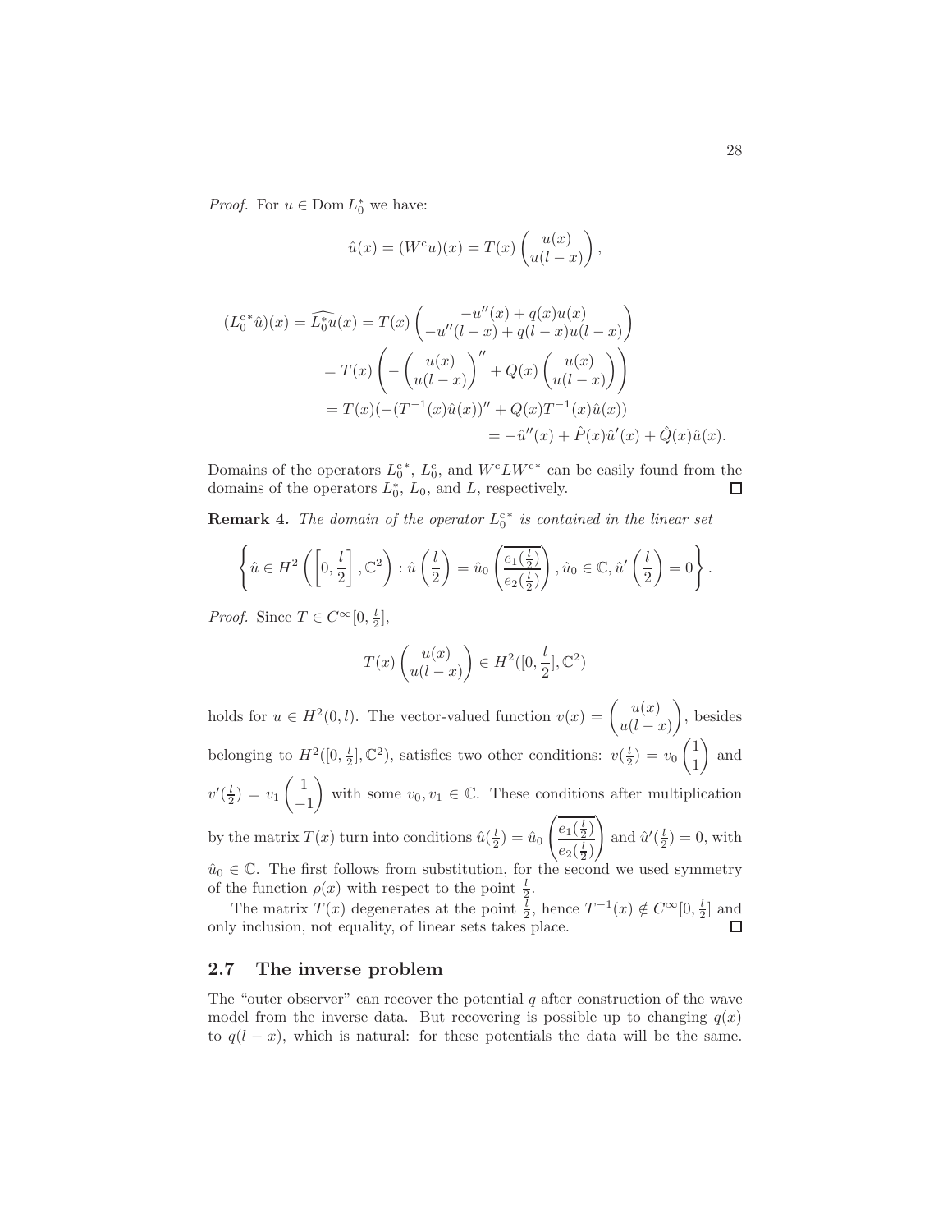*Proof.* For $u \in \operatorname{Dom} L_0^*$ we have:

$$\hat{u}(x) = (W^{\mathrm{c}}u)(x) = T(x)\begin{pmatrix} u(x) \\ u(l-x) \end{pmatrix},$$

$$\begin{aligned}
(L_0^{\mathrm{c}*}\hat{u})(x) = \widehat{L_0^* u}(x) &= T(x)\begin{pmatrix} -u''(x) + q(x)u(x) \\ -u''(l-x) + q(l-x)u(l-x) \end{pmatrix} \\
&= T(x)\left( -\begin{pmatrix} u(x) \\ u(l-x) \end{pmatrix}'' + Q(x)\begin{pmatrix} u(x) \\ u(l-x) \end{pmatrix} \right) \\
&= T(x)(-(T^{-1}(x)\hat{u}(x))'' + Q(x)T^{-1}(x)\hat{u}(x)) \\
&\qquad\qquad = -\hat{u}''(x) + \hat{P}(x)\hat{u}'(x) + \hat{Q}(x)\hat{u}(x).
\end{aligned}$$

Domains of the operators $L_0^{\mathrm{c}*}$, $L_0^{\mathrm{c}}$, and $W^{\mathrm{c}} L W^{\mathrm{c}*}$ can be easily found from the domains of the operators $L_0^*$, $L_0$, and $L$, respectively. $\square$

**Remark 4.** *The domain of the operator $L_0^{\mathrm{c}*}$ is contained in the linear set*

$$\left\{ \hat{u} \in H^2\left(\left[0, \frac{l}{2}\right], \mathbb{C}^2\right) : \hat{u}\left(\frac{l}{2}\right) = \hat{u}_0 \begin{pmatrix} \overline{e_1(\frac{l}{2})} \\ \overline{e_2(\frac{l}{2})} \end{pmatrix}, \hat{u}_0 \in \mathbb{C}, \hat{u}'\left(\frac{l}{2}\right) = 0 \right\}.$$

*Proof.* Since $T \in C^\infty[0, \frac{l}{2}]$,

$$T(x)\begin{pmatrix} u(x) \\ u(l-x) \end{pmatrix} \in H^2([0, \frac{l}{2}], \mathbb{C}^2)$$

holds for $u \in H^2(0,l)$. The vector-valued function $v(x) = \begin{pmatrix} u(x) \\ u(l-x) \end{pmatrix}$, besides belonging to $H^2([0, \frac{l}{2}], \mathbb{C}^2)$, satisfies two other conditions: $v(\frac{l}{2}) = v_0 \begin{pmatrix} 1 \\ 1 \end{pmatrix}$ and $v'(\frac{l}{2}) = v_1 \begin{pmatrix} 1 \\ -1 \end{pmatrix}$ with some $v_0, v_1 \in \mathbb{C}$. These conditions after multiplication by the matrix $T(x)$ turn into conditions $\hat{u}(\frac{l}{2}) = \hat{u}_0 \begin{pmatrix} \overline{e_1(\frac{l}{2})} \\ \overline{e_2(\frac{l}{2})} \end{pmatrix}$ and $\hat{u}'(\frac{l}{2}) = 0$, with $\hat{u}_0 \in \mathbb{C}$. The first follows from substitution, for the second we used symmetry of the function $\rho(x)$ with respect to the point $\frac{l}{2}$.

The matrix $T(x)$ degenerates at the point $\frac{l}{2}$, hence $T^{-1}(x) \notin C^\infty[0, \frac{l}{2}]$ and only inclusion, not equality, of linear sets takes place. $\square$

## 2.7 The inverse problem

The "outer observer" can recover the potential $q$ after construction of the wave model from the inverse data. But recovering is possible up to changing $q(x)$ to $q(l-x)$, which is natural: for these potentials the data will be the same.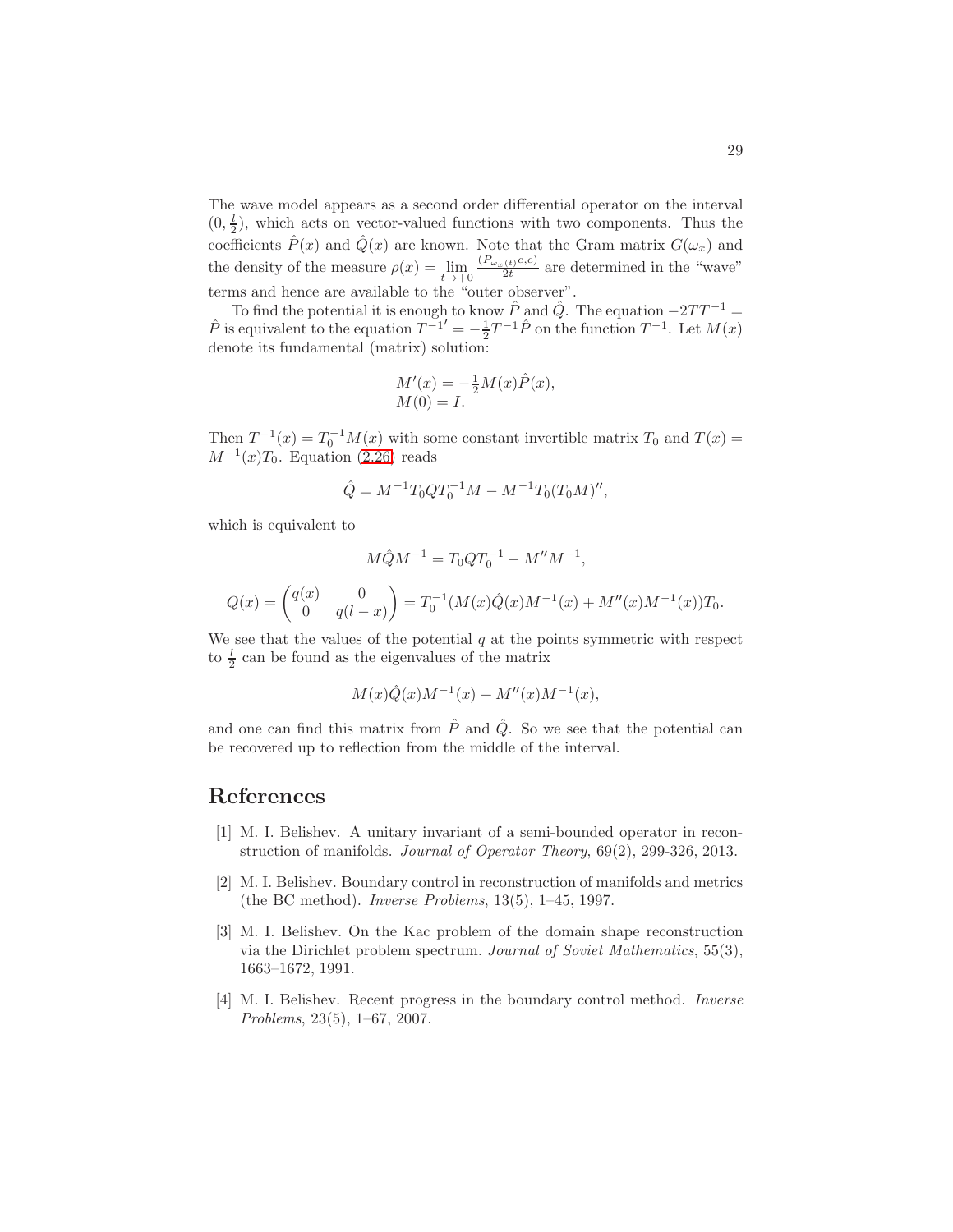The wave model appears as a second order differential operator on the interval $(0, \frac{l}{2})$, which acts on vector-valued functions with two components. Thus the coefficients $\hat{P}(x)$ and $\hat{Q}(x)$ are known. Note that the Gram matrix $G(\omega_x)$ and the density of the measure $\rho(x) = \lim_{t\to+0} \frac{(P_{\omega_x(t)}e,e)}{2t}$ are determined in the "wave" terms and hence are available to the "outer observer".

To find the potential it is enough to know $\hat{P}$ and $\hat{Q}$. The equation $-2TT^{-1} = \hat{P}$ is equivalent to the equation $T^{-1\prime} = -\frac{1}{2}T^{-1}\hat{P}$ on the function $T^{-1}$. Let $M(x)$ denote its fundamental (matrix) solution:

$$
\begin{aligned}
&M'(x) = -\tfrac{1}{2}M(x)\hat{P}(x),\\
&M(0) = I.
\end{aligned}
$$

Then $T^{-1}(x) = T_0^{-1}M(x)$ with some constant invertible matrix $T_0$ and $T(x) = M^{-1}(x)T_0$. Equation (2.26) reads

$$
\hat{Q} = M^{-1}T_0QT_0^{-1}M - M^{-1}T_0(T_0M)'',
$$

which is equivalent to

$$
M\hat{Q}M^{-1} = T_0QT_0^{-1} - M''M^{-1},
$$

$$
Q(x) = \begin{pmatrix} q(x) & 0 \\ 0 & q(l-x) \end{pmatrix} = T_0^{-1}(M(x)\hat{Q}(x)M^{-1}(x) + M''(x)M^{-1}(x))T_0.
$$

We see that the values of the potential $q$ at the points symmetric with respect to $\frac{l}{2}$ can be found as the eigenvalues of the matrix

$$
M(x)\hat{Q}(x)M^{-1}(x) + M''(x)M^{-1}(x),
$$

and one can find this matrix from $\hat{P}$ and $\hat{Q}$. So we see that the potential can be recovered up to reflection from the middle of the interval.

# References

[1] M. I. Belishev. A unitary invariant of a semi-bounded operator in reconstruction of manifolds. *Journal of Operator Theory*, 69(2), 299-326, 2013.

[2] M. I. Belishev. Boundary control in reconstruction of manifolds and metrics (the BC method). *Inverse Problems*, 13(5), 1–45, 1997.

[3] M. I. Belishev. On the Kac problem of the domain shape reconstruction via the Dirichlet problem spectrum. *Journal of Soviet Mathematics*, 55(3), 1663–1672, 1991.

[4] M. I. Belishev. Recent progress in the boundary control method. *Inverse Problems*, 23(5), 1–67, 2007.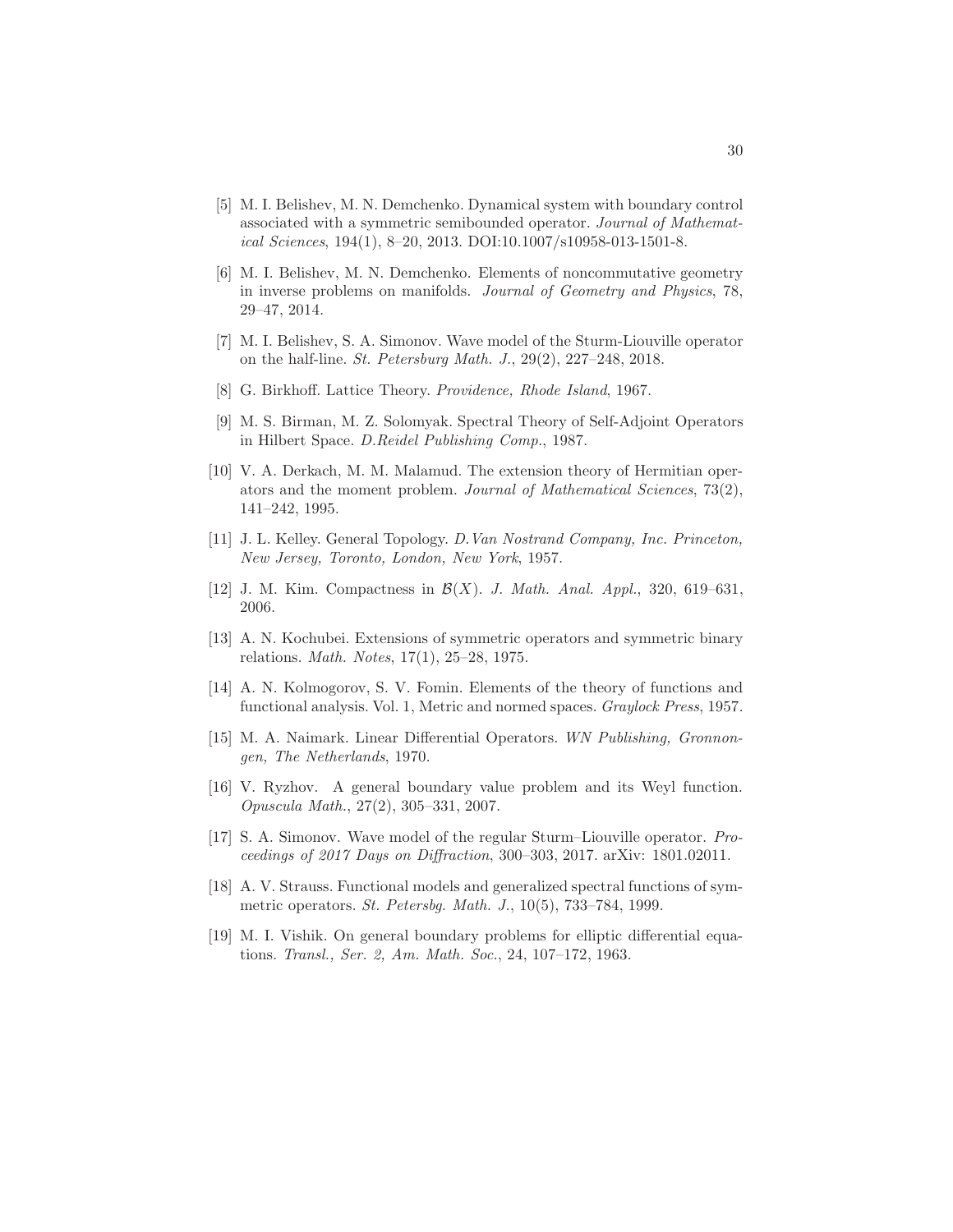[5] M. I. Belishev, M. N. Demchenko. Dynamical system with boundary control associated with a symmetric semibounded operator. *Journal of Mathematical Sciences*, 194(1), 8–20, 2013. DOI:10.1007/s10958-013-1501-8.

[6] M. I. Belishev, M. N. Demchenko. Elements of noncommutative geometry in inverse problems on manifolds. *Journal of Geometry and Physics*, 78, 29–47, 2014.

[7] M. I. Belishev, S. A. Simonov. Wave model of the Sturm-Liouville operator on the half-line. *St. Petersburg Math. J.*, 29(2), 227–248, 2018.

[8] G. Birkhoff. Lattice Theory. *Providence, Rhode Island*, 1967.

[9] M. S. Birman, M. Z. Solomyak. Spectral Theory of Self-Adjoint Operators in Hilbert Space. *D.Reidel Publishing Comp.*, 1987.

[10] V. A. Derkach, M. M. Malamud. The extension theory of Hermitian operators and the moment problem. *Journal of Mathematical Sciences*, 73(2), 141–242, 1995.

[11] J. L. Kelley. General Topology. *D.Van Nostrand Company, Inc. Princeton, New Jersey, Toronto, London, New York*, 1957.

[12] J. M. Kim. Compactness in $\mathcal{B}(X)$. *J. Math. Anal. Appl.*, 320, 619–631, 2006.

[13] A. N. Kochubei. Extensions of symmetric operators and symmetric binary relations. *Math. Notes*, 17(1), 25–28, 1975.

[14] A. N. Kolmogorov, S. V. Fomin. Elements of the theory of functions and functional analysis. Vol. 1, Metric and normed spaces. *Graylock Press*, 1957.

[15] M. A. Naimark. Linear Differential Operators. *WN Publishing, Gronnongen, The Netherlands*, 1970.

[16] V. Ryzhov. A general boundary value problem and its Weyl function. *Opuscula Math.*, 27(2), 305–331, 2007.

[17] S. A. Simonov. Wave model of the regular Sturm–Liouville operator. *Proceedings of 2017 Days on Diffraction*, 300–303, 2017. arXiv: 1801.02011.

[18] A. V. Strauss. Functional models and generalized spectral functions of symmetric operators. *St. Petersbg. Math. J.*, 10(5), 733–784, 1999.

[19] M. I. Vishik. On general boundary problems for elliptic differential equations. *Transl., Ser. 2, Am. Math. Soc.*, 24, 107–172, 1963.